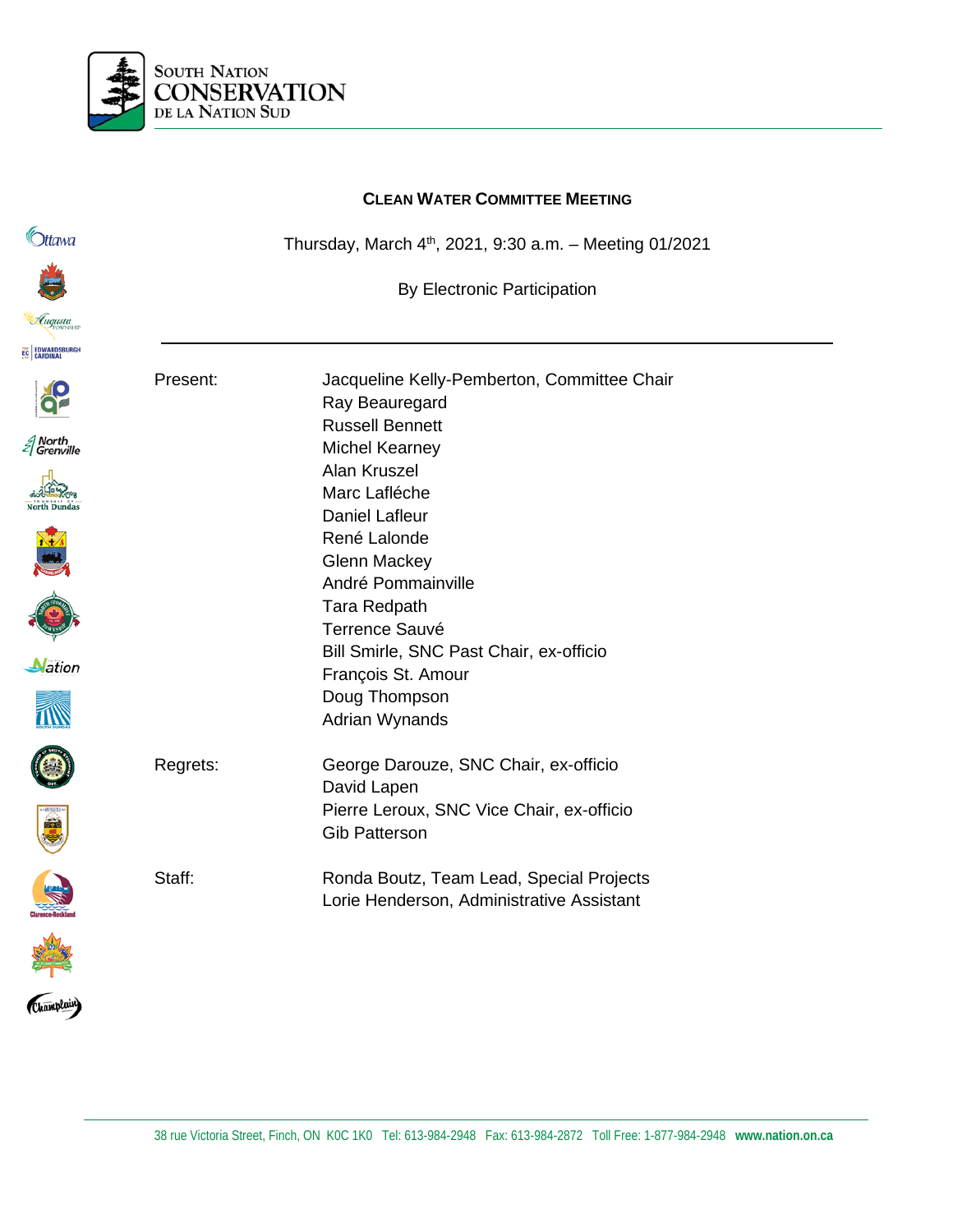South Nation Conservation de la Nation Sud

# Clean Water Committee Meeting

Thursday, March 4th, 2021, 9:30 a.m. – Meeting 01/2021

By Electronic Participation

---

Present:
- Jacqueline Kelly-Pemberton, Committee Chair
- Ray Beauregard
- Russell Bennett
- Michel Kearney
- Alan Kruszel
- Marc Lafléche
- Daniel Lafleur
- René Lalonde
- Glenn Mackey
- André Pommainville
- Tara Redpath
- Terrence Sauvé
- Bill Smirle, SNC Past Chair, ex-officio
- François St. Amour
- Doug Thompson
- Adrian Wynands

Regrets:
- George Darouze, SNC Chair, ex-officio
- David Lapen
- Pierre Leroux, SNC Vice Chair, ex-officio
- Gib Patterson

Staff:
- Ronda Boutz, Team Lead, Special Projects
- Lorie Henderson, Administrative Assistant

38 rue Victoria Street, Finch, ON K0C 1K0 Tel: 613-984-2948 Fax: 613-984-2872 Toll Free: 1-877-984-2948 **www.nation.on.ca**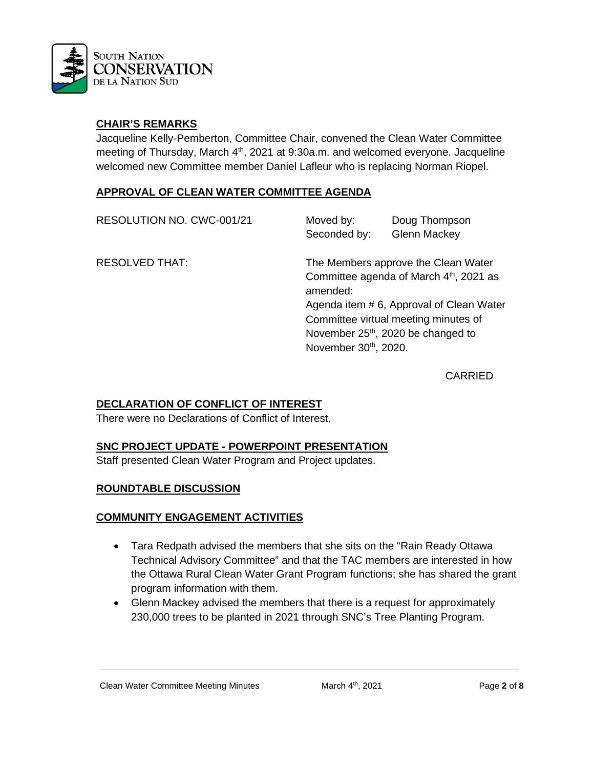## CHAIR'S REMARKS

Jacqueline Kelly-Pemberton, Committee Chair, convened the Clean Water Committee meeting of Thursday, March 4th, 2021 at 9:30a.m. and welcomed everyone. Jacqueline welcomed new Committee member Daniel Lafleur who is replacing Norman Riopel.

## APPROVAL OF CLEAN WATER COMMITTEE AGENDA

RESOLUTION NO. CWC-001/21

Moved by: Doug Thompson
Seconded by: Glenn Mackey

RESOLVED THAT: The Members approve the Clean Water Committee agenda of March 4th, 2021 as amended:
Agenda item # 6, Approval of Clean Water Committee virtual meeting minutes of November 25th, 2020 be changed to November 30th, 2020.

CARRIED

## DECLARATION OF CONFLICT OF INTEREST

There were no Declarations of Conflict of Interest.

## SNC PROJECT UPDATE - POWERPOINT PRESENTATION

Staff presented Clean Water Program and Project updates.

## ROUNDTABLE DISCUSSION

## COMMUNITY ENGAGEMENT ACTIVITIES

- Tara Redpath advised the members that she sits on the "Rain Ready Ottawa Technical Advisory Committee" and that the TAC members are interested in how the Ottawa Rural Clean Water Grant Program functions; she has shared the grant program information with them.
- Glenn Mackey advised the members that there is a request for approximately 230,000 trees to be planted in 2021 through SNC's Tree Planting Program.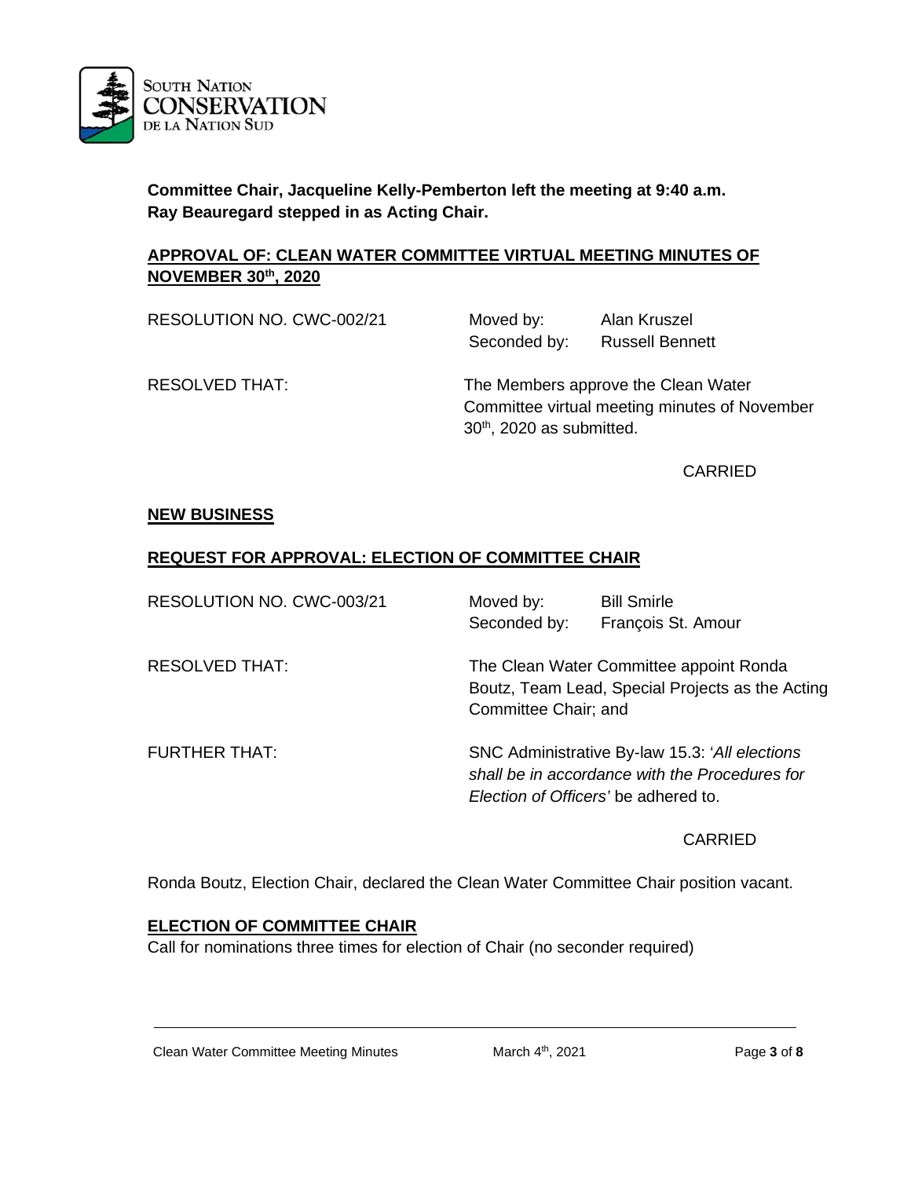**Committee Chair, Jacqueline Kelly-Pemberton left the meeting at 9:40 a.m. Ray Beauregard stepped in as Acting Chair.**

## APPROVAL OF: CLEAN WATER COMMITTEE VIRTUAL MEETING MINUTES OF NOVEMBER 30th, 2020

RESOLUTION NO. CWC-002/21 — Moved by: Alan Kruszel; Seconded by: Russell Bennett

RESOLVED THAT: The Members approve the Clean Water Committee virtual meeting minutes of November 30th, 2020 as submitted.

CARRIED

## NEW BUSINESS

## REQUEST FOR APPROVAL: ELECTION OF COMMITTEE CHAIR

RESOLUTION NO. CWC-003/21 — Moved by: Bill Smirle; Seconded by: François St. Amour

RESOLVED THAT: The Clean Water Committee appoint Ronda Boutz, Team Lead, Special Projects as the Acting Committee Chair; and

FURTHER THAT: SNC Administrative By-law 15.3: '*All elections shall be in accordance with the Procedures for Election of Officers*' be adhered to.

CARRIED

Ronda Boutz, Election Chair, declared the Clean Water Committee Chair position vacant.

## ELECTION OF COMMITTEE CHAIR

Call for nominations three times for election of Chair (no seconder required)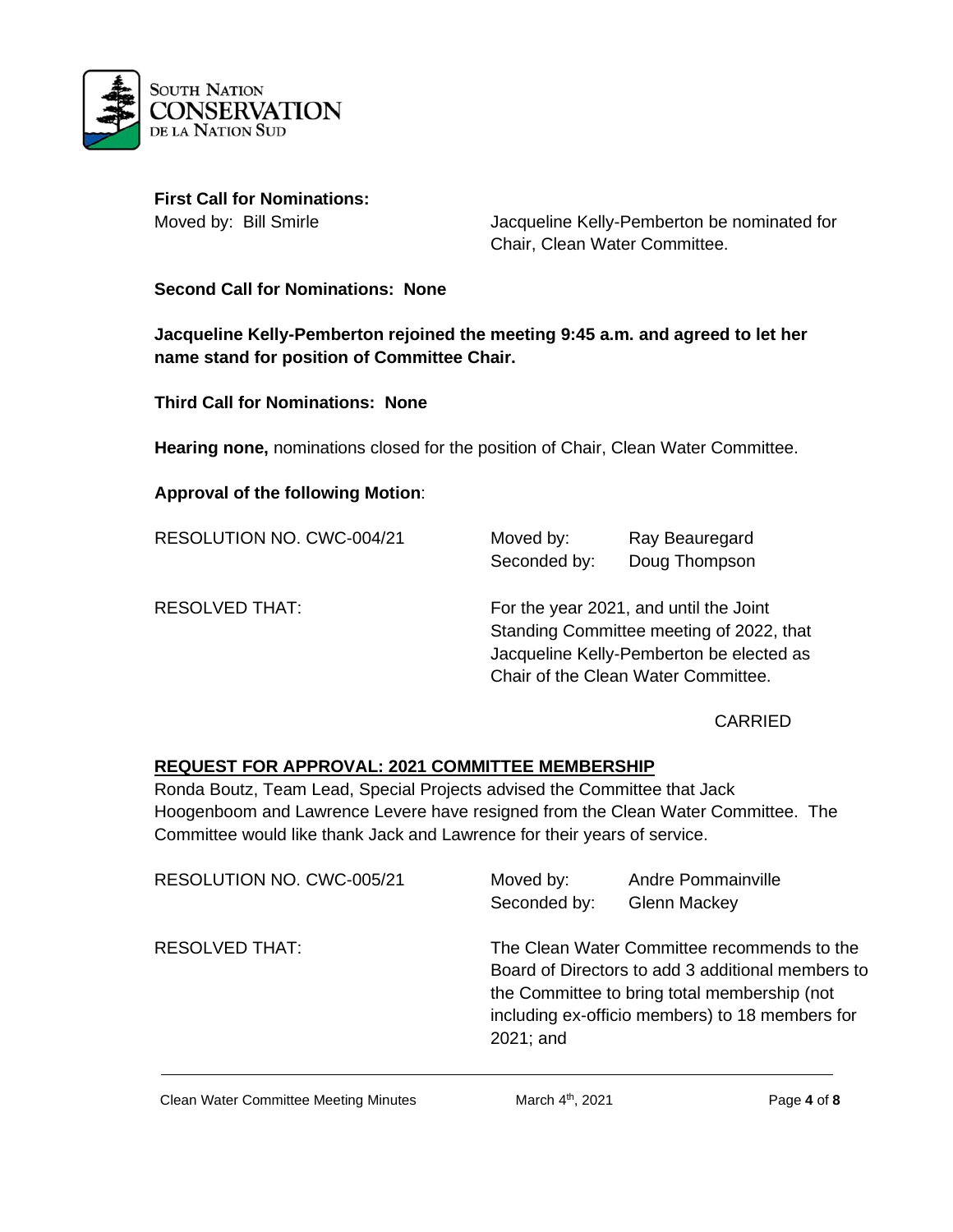**First Call for Nominations:**

Moved by: Bill Smirle — Jacqueline Kelly-Pemberton be nominated for Chair, Clean Water Committee.

**Second Call for Nominations: None**

**Jacqueline Kelly-Pemberton rejoined the meeting 9:45 a.m. and agreed to let her name stand for position of Committee Chair.**

**Third Call for Nominations: None**

**Hearing none,** nominations closed for the position of Chair, Clean Water Committee.

**Approval of the following Motion**:

RESOLUTION NO. CWC-004/21

Moved by: Ray Beauregard
Seconded by: Doug Thompson

RESOLVED THAT: For the year 2021, and until the Joint Standing Committee meeting of 2022, that Jacqueline Kelly-Pemberton be elected as Chair of the Clean Water Committee.

CARRIED

## REQUEST FOR APPROVAL: 2021 COMMITTEE MEMBERSHIP

Ronda Boutz, Team Lead, Special Projects advised the Committee that Jack Hoogenboom and Lawrence Levere have resigned from the Clean Water Committee. The Committee would like thank Jack and Lawrence for their years of service.

RESOLUTION NO. CWC-005/21

Moved by: Andre Pommainville
Seconded by: Glenn Mackey

RESOLVED THAT: The Clean Water Committee recommends to the Board of Directors to add 3 additional members to the Committee to bring total membership (not including ex-officio members) to 18 members for 2021; and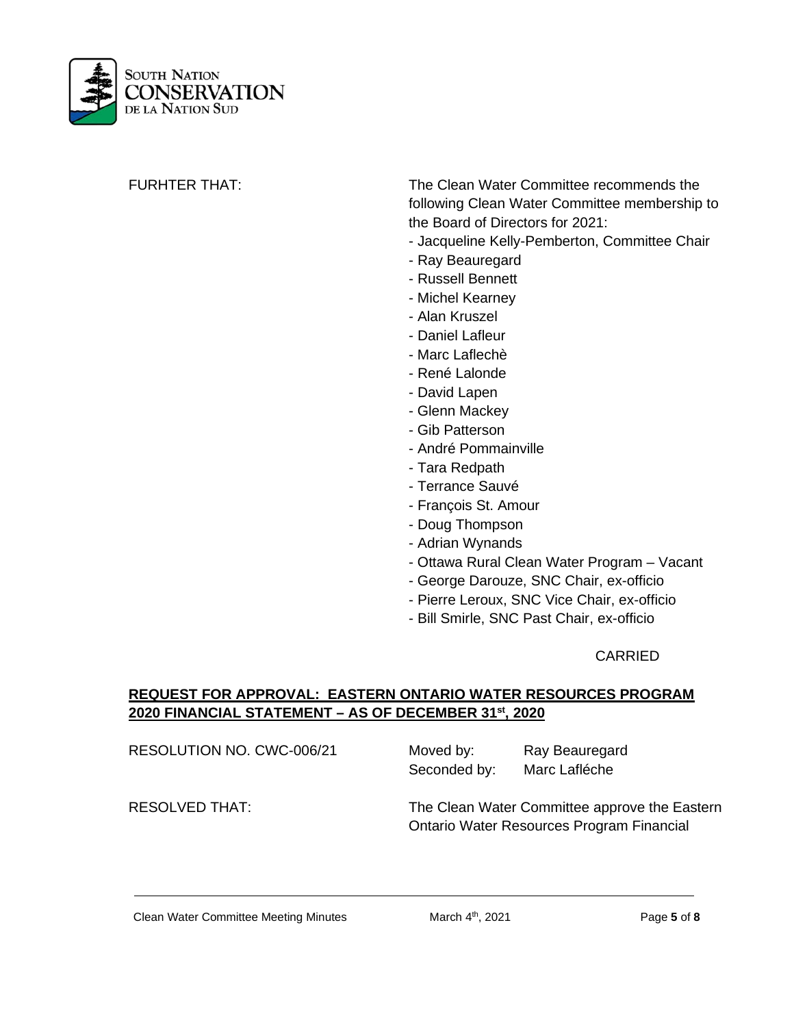FURHTER THAT: The Clean Water Committee recommends the following Clean Water Committee membership to the Board of Directors for 2021:

- Jacqueline Kelly-Pemberton, Committee Chair
- Ray Beauregard
- Russell Bennett
- Michel Kearney
- Alan Kruszel
- Daniel Lafleur
- Marc Laflechè
- René Lalonde
- David Lapen
- Glenn Mackey
- Gib Patterson
- André Pommainville
- Tara Redpath
- Terrance Sauvé
- François St. Amour
- Doug Thompson
- Adrian Wynands
- Ottawa Rural Clean Water Program – Vacant
- George Darouze, SNC Chair, ex-officio
- Pierre Leroux, SNC Vice Chair, ex-officio
- Bill Smirle, SNC Past Chair, ex-officio

CARRIED

## REQUEST FOR APPROVAL: EASTERN ONTARIO WATER RESOURCES PROGRAM 2020 FINANCIAL STATEMENT – AS OF DECEMBER 31st, 2020

RESOLUTION NO. CWC-006/21

Moved by: Ray Beauregard
Seconded by: Marc Laféche

RESOLVED THAT: The Clean Water Committee approve the Eastern Ontario Water Resources Program Financial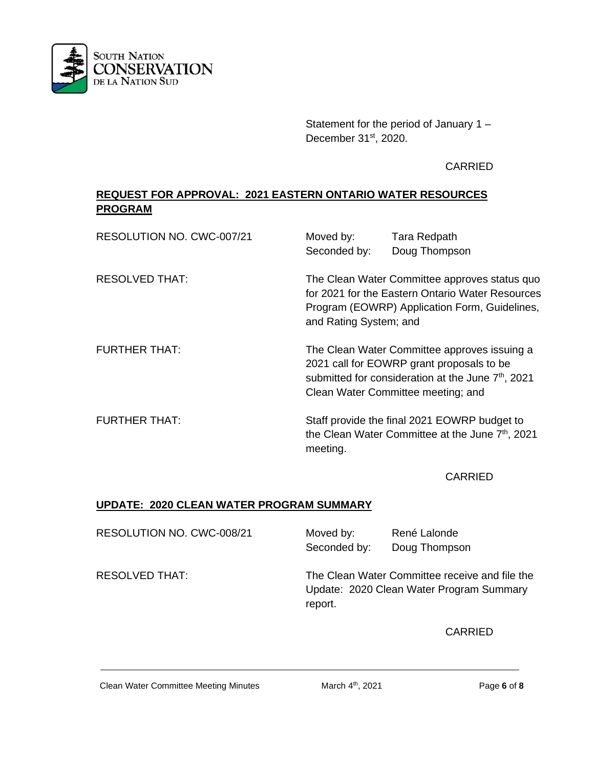Statement for the period of January 1 – December 31st, 2020.

CARRIED

## REQUEST FOR APPROVAL: 2021 EASTERN ONTARIO WATER RESOURCES PROGRAM

RESOLUTION NO. CWC-007/21

Moved by: Tara Redpath
Seconded by: Doug Thompson

RESOLVED THAT: The Clean Water Committee approves status quo for 2021 for the Eastern Ontario Water Resources Program (EOWRP) Application Form, Guidelines, and Rating System; and

FURTHER THAT: The Clean Water Committee approves issuing a 2021 call for EOWRP grant proposals to be submitted for consideration at the June 7th, 2021 Clean Water Committee meeting; and

FURTHER THAT: Staff provide the final 2021 EOWRP budget to the Clean Water Committee at the June 7th, 2021 meeting.

CARRIED

## UPDATE: 2020 CLEAN WATER PROGRAM SUMMARY

RESOLUTION NO. CWC-008/21

Moved by: René Lalonde
Seconded by: Doug Thompson

RESOLVED THAT: The Clean Water Committee receive and file the Update: 2020 Clean Water Program Summary report.

CARRIED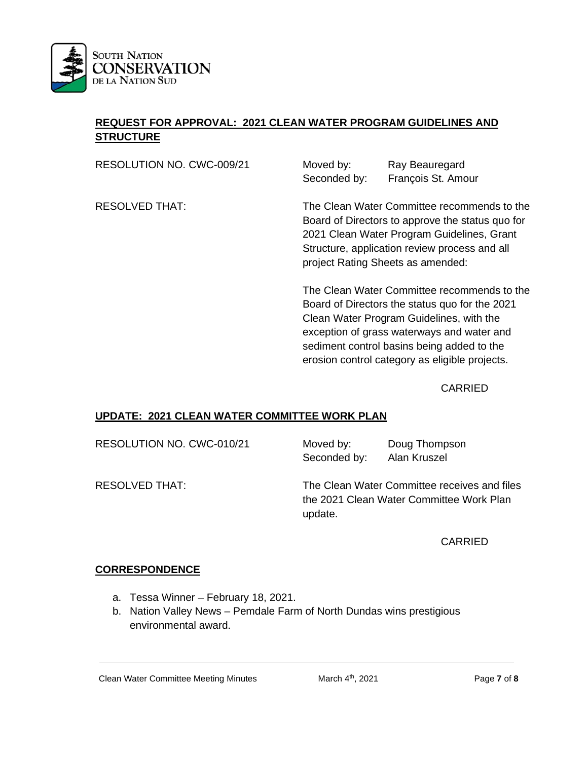## REQUEST FOR APPROVAL: 2021 CLEAN WATER PROGRAM GUIDELINES AND STRUCTURE

RESOLUTION NO. CWC-009/21 Moved by: Ray Beauregard
Seconded by: François St. Amour

RESOLVED THAT: The Clean Water Committee recommends to the Board of Directors to approve the status quo for 2021 Clean Water Program Guidelines, Grant Structure, application review process and all project Rating Sheets as amended:

The Clean Water Committee recommends to the Board of Directors the status quo for the 2021 Clean Water Program Guidelines, with the exception of grass waterways and water and sediment control basins being added to the erosion control category as eligible projects.

CARRIED

## UPDATE: 2021 CLEAN WATER COMMITTEE WORK PLAN

RESOLUTION NO. CWC-010/21 Moved by: Doug Thompson
Seconded by: Alan Kruszel

RESOLVED THAT: The Clean Water Committee receives and files the 2021 Clean Water Committee Work Plan update.

CARRIED

## CORRESPONDENCE

a. Tessa Winner – February 18, 2021.
b. Nation Valley News – Pemdale Farm of North Dundas wins prestigious environmental award.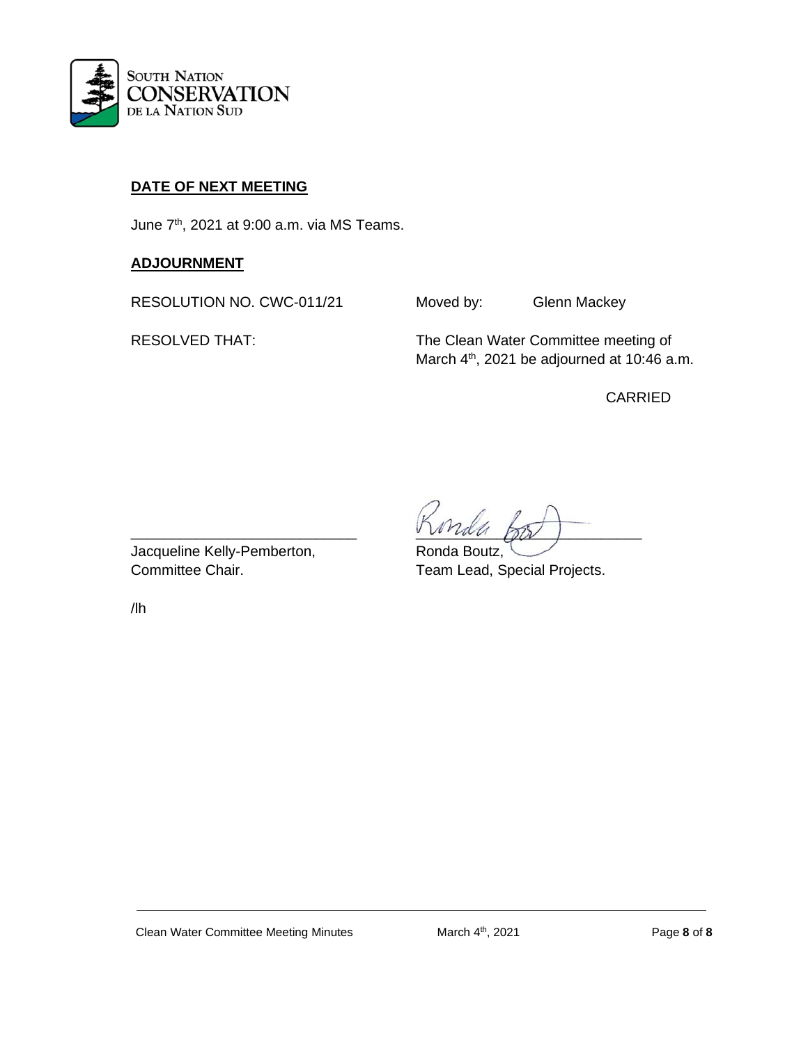**DATE OF NEXT MEETING**

June 7th, 2021 at 9:00 a.m. via MS Teams.

**ADJOURNMENT**

RESOLUTION NO. CWC-011/21 Moved by: Glenn Mackey

RESOLVED THAT: The Clean Water Committee meeting of March 4th, 2021 be adjourned at 10:46 a.m.

CARRIED

\_\_\_\_\_\_\_\_\_\_\_\_\_\_\_\_\_\_\_\_\_\_\_\_\_\_\_\_
Jacqueline Kelly-Pemberton,
Committee Chair.

\_\_\_\_\_\_\_\_\_\_\_\_\_\_\_\_\_\_\_\_\_\_\_\_\_\_\_\_
Ronda Boutz,
Team Lead, Special Projects.

/lh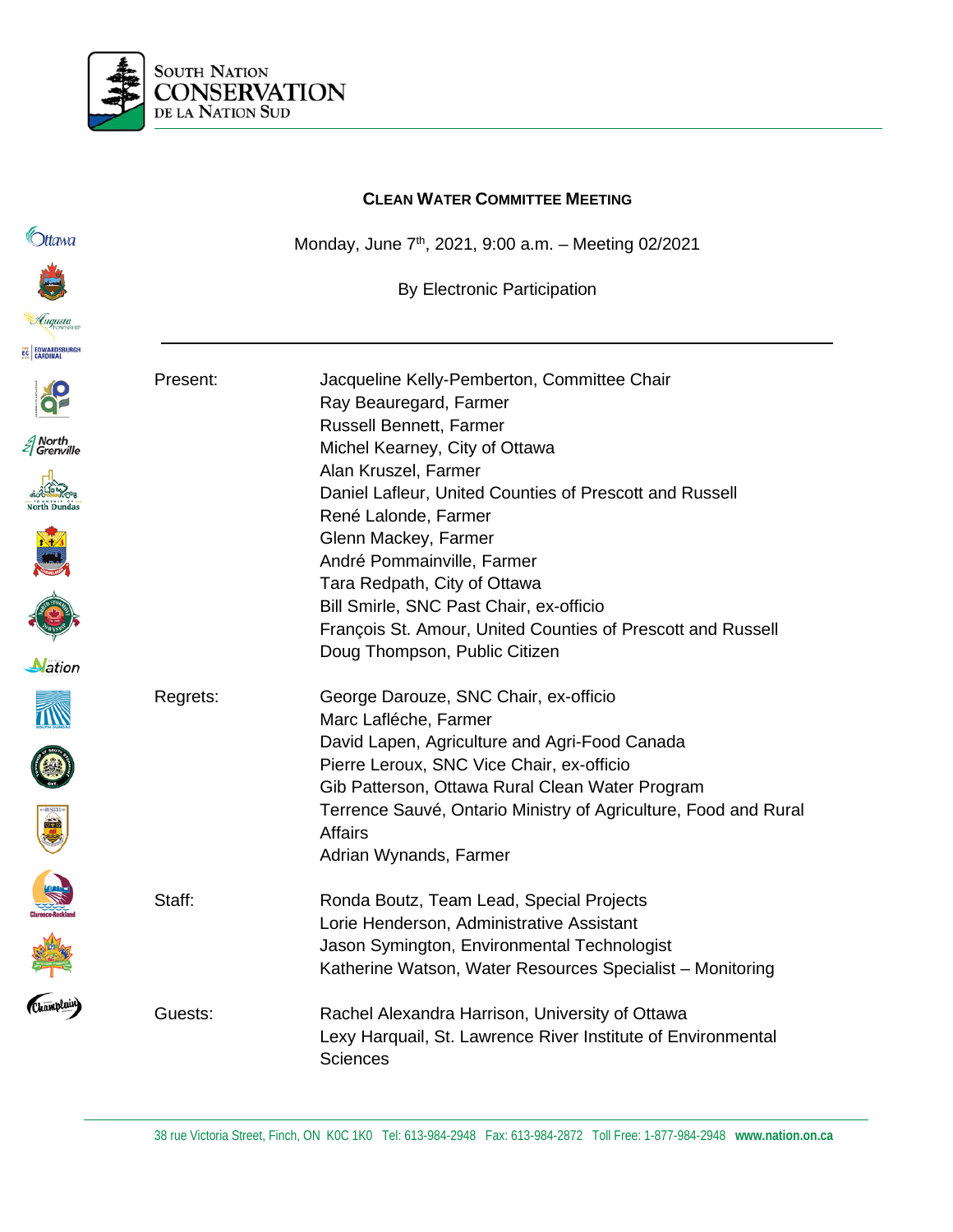South Nation
CONSERVATION
de la Nation Sud

## Clean Water Committee Meeting

Monday, June 7th, 2021, 9:00 a.m. – Meeting 02/2021

By Electronic Participation

---

| | |
|---|---|
| Present: | Jacqueline Kelly-Pemberton, Committee Chair<br>Ray Beauregard, Farmer<br>Russell Bennett, Farmer<br>Michel Kearney, City of Ottawa<br>Alan Kruszel, Farmer<br>Daniel Lafleur, United Counties of Prescott and Russell<br>René Lalonde, Farmer<br>Glenn Mackey, Farmer<br>André Pommainville, Farmer<br>Tara Redpath, City of Ottawa<br>Bill Smirle, SNC Past Chair, ex-officio<br>François St. Amour, United Counties of Prescott and Russell<br>Doug Thompson, Public Citizen |
| Regrets: | George Darouze, SNC Chair, ex-officio<br>Marc Lafléche, Farmer<br>David Lapen, Agriculture and Agri-Food Canada<br>Pierre Leroux, SNC Vice Chair, ex-officio<br>Gib Patterson, Ottawa Rural Clean Water Program<br>Terrence Sauvé, Ontario Ministry of Agriculture, Food and Rural Affairs<br>Adrian Wynands, Farmer |
| Staff: | Ronda Boutz, Team Lead, Special Projects<br>Lorie Henderson, Administrative Assistant<br>Jason Symington, Environmental Technologist<br>Katherine Watson, Water Resources Specialist – Monitoring |
| Guests: | Rachel Alexandra Harrison, University of Ottawa<br>Lexy Harquail, St. Lawrence River Institute of Environmental Sciences |

38 rue Victoria Street, Finch, ON K0C 1K0 Tel: 613-984-2948 Fax: 613-984-2872 Toll Free: 1-877-984-2948 **www.nation.on.ca**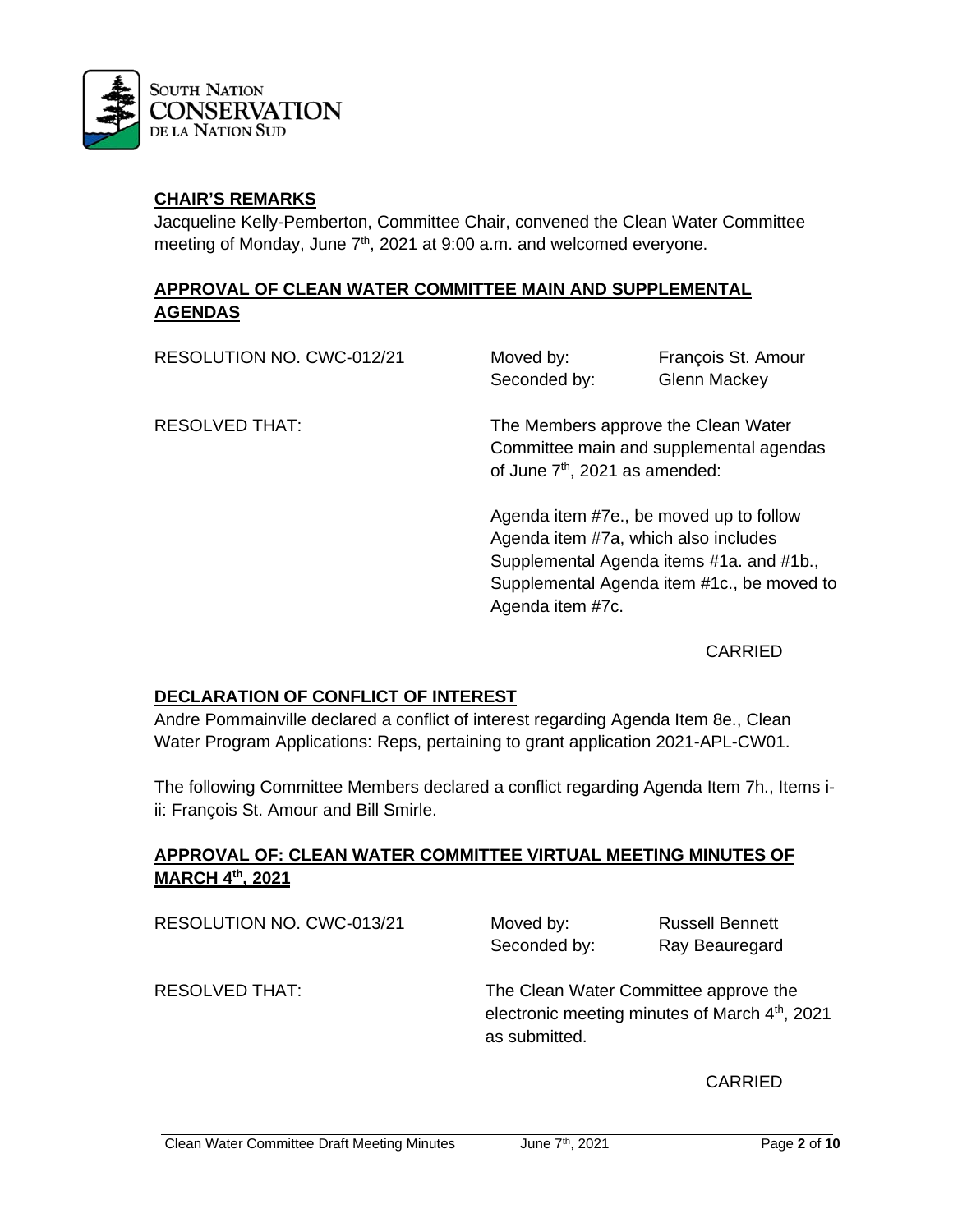## CHAIR'S REMARKS

Jacqueline Kelly-Pemberton, Committee Chair, convened the Clean Water Committee meeting of Monday, June 7th, 2021 at 9:00 a.m. and welcomed everyone.

## APPROVAL OF CLEAN WATER COMMITTEE MAIN AND SUPPLEMENTAL AGENDAS

RESOLUTION NO. CWC-012/21

Moved by: François St. Amour
Seconded by: Glenn Mackey

RESOLVED THAT: The Members approve the Clean Water Committee main and supplemental agendas of June 7th, 2021 as amended:

Agenda item #7e., be moved up to follow Agenda item #7a, which also includes Supplemental Agenda items #1a. and #1b., Supplemental Agenda item #1c., be moved to Agenda item #7c.

CARRIED

## DECLARATION OF CONFLICT OF INTEREST

Andre Pommainville declared a conflict of interest regarding Agenda Item 8e., Clean Water Program Applications: Reps, pertaining to grant application 2021-APL-CW01.

The following Committee Members declared a conflict regarding Agenda Item 7h., Items i-ii: François St. Amour and Bill Smirle.

## APPROVAL OF: CLEAN WATER COMMITTEE VIRTUAL MEETING MINUTES OF MARCH 4th, 2021

RESOLUTION NO. CWC-013/21

Moved by: Russell Bennett
Seconded by: Ray Beauregard

RESOLVED THAT: The Clean Water Committee approve the electronic meeting minutes of March 4th, 2021 as submitted.

CARRIED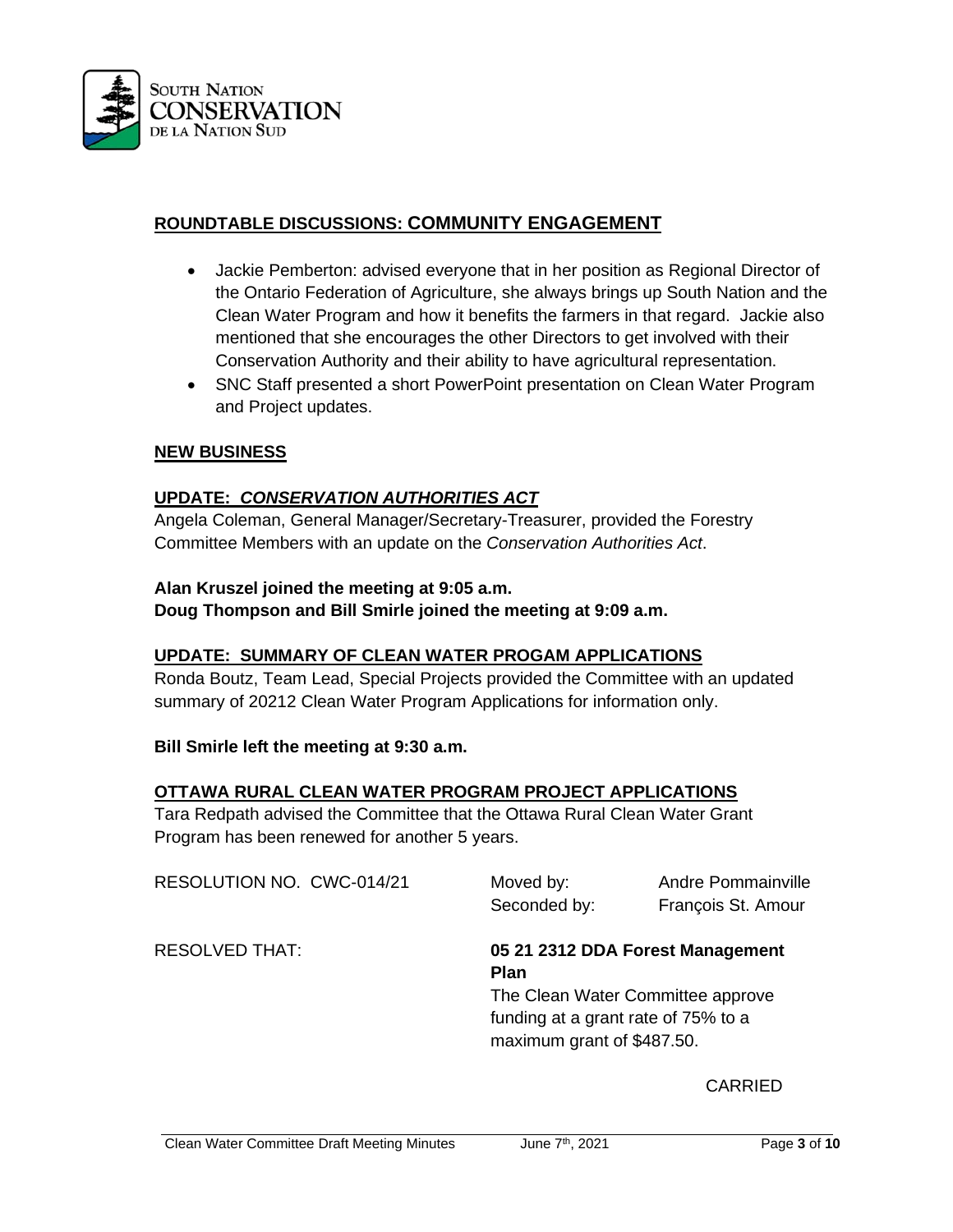## ROUNDTABLE DISCUSSIONS: COMMUNITY ENGAGEMENT

- Jackie Pemberton: advised everyone that in her position as Regional Director of the Ontario Federation of Agriculture, she always brings up South Nation and the Clean Water Program and how it benefits the farmers in that regard. Jackie also mentioned that she encourages the other Directors to get involved with their Conservation Authority and their ability to have agricultural representation.
- SNC Staff presented a short PowerPoint presentation on Clean Water Program and Project updates.

## NEW BUSINESS

### UPDATE: *CONSERVATION AUTHORITIES ACT*

Angela Coleman, General Manager/Secretary-Treasurer, provided the Forestry Committee Members with an update on the *Conservation Authorities Act*.

**Alan Kruszel joined the meeting at 9:05 a.m.**
**Doug Thompson and Bill Smirle joined the meeting at 9:09 a.m.**

### UPDATE: SUMMARY OF CLEAN WATER PROGAM APPLICATIONS

Ronda Boutz, Team Lead, Special Projects provided the Committee with an updated summary of 20212 Clean Water Program Applications for information only.

**Bill Smirle left the meeting at 9:30 a.m.**

### OTTAWA RURAL CLEAN WATER PROGRAM PROJECT APPLICATIONS

Tara Redpath advised the Committee that the Ottawa Rural Clean Water Grant Program has been renewed for another 5 years.

RESOLUTION NO. CWC-014/21 Moved by: Andre Pommainville
Seconded by: François St. Amour

RESOLVED THAT: **05 21 2312 DDA Forest Management Plan**
The Clean Water Committee approve funding at a grant rate of 75% to a maximum grant of $487.50.

CARRIED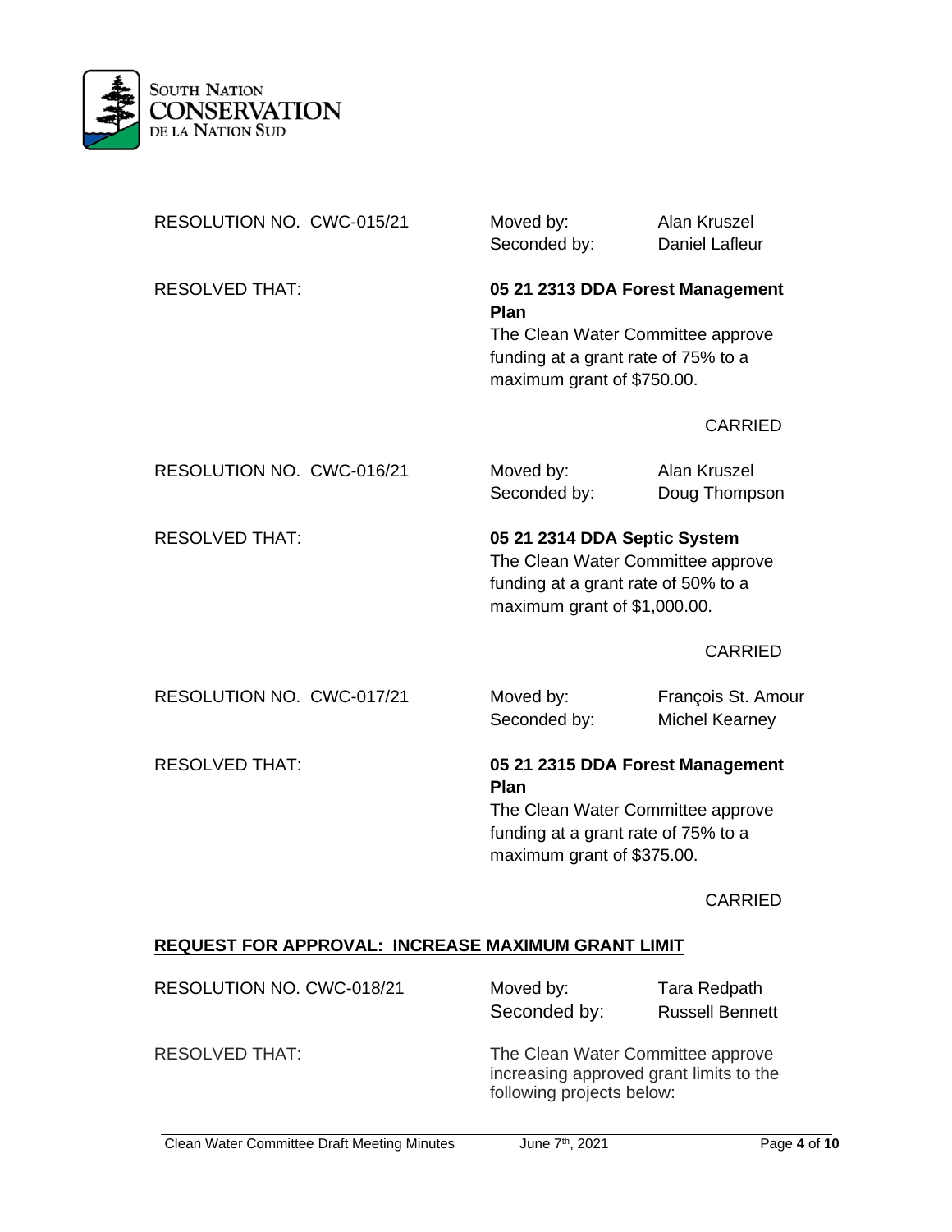RESOLUTION NO. CWC-015/21 | Moved by: Alan Kruszel | Seconded by: Daniel Lafleur

RESOLVED THAT:

**05 21 2313 DDA Forest Management Plan**

The Clean Water Committee approve funding at a grant rate of 75% to a maximum grant of $750.00.

CARRIED

RESOLUTION NO. CWC-016/21 | Moved by: Alan Kruszel | Seconded by: Doug Thompson

RESOLVED THAT:

**05 21 2314 DDA Septic System**

The Clean Water Committee approve funding at a grant rate of 50% to a maximum grant of $1,000.00.

CARRIED

RESOLUTION NO. CWC-017/21 | Moved by: François St. Amour | Seconded by: Michel Kearney

RESOLVED THAT:

**05 21 2315 DDA Forest Management Plan**

The Clean Water Committee approve funding at a grant rate of 75% to a maximum grant of $375.00.

CARRIED

**REQUEST FOR APPROVAL: INCREASE MAXIMUM GRANT LIMIT**

RESOLUTION NO. CWC-018/21 | Moved by: Tara Redpath | Seconded by: Russell Bennett

RESOLVED THAT:

The Clean Water Committee approve increasing approved grant limits to the following projects below: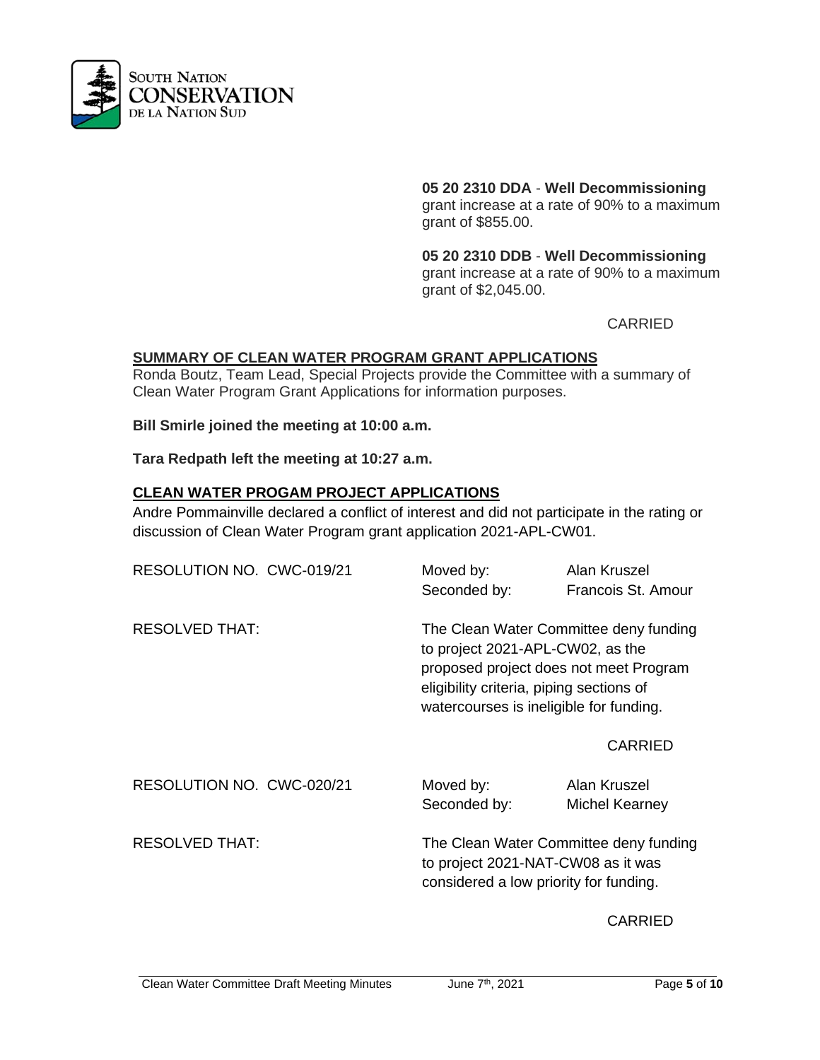**05 20 2310 DDA** - **Well Decommissioning**
grant increase at a rate of 90% to a maximum grant of $855.00.

**05 20 2310 DDB** - **Well Decommissioning**
grant increase at a rate of 90% to a maximum grant of $2,045.00.

CARRIED

## SUMMARY OF CLEAN WATER PROGRAM GRANT APPLICATIONS

Ronda Boutz, Team Lead, Special Projects provide the Committee with a summary of Clean Water Program Grant Applications for information purposes.

**Bill Smirle joined the meeting at 10:00 a.m.**

**Tara Redpath left the meeting at 10:27 a.m.**

## CLEAN WATER PROGAM PROJECT APPLICATIONS

Andre Pommainville declared a conflict of interest and did not participate in the rating or discussion of Clean Water Program grant application 2021-APL-CW01.

RESOLUTION NO. CWC-019/21 Moved by: Alan Kruszel
Seconded by: Francois St. Amour

RESOLVED THAT: The Clean Water Committee deny funding to project 2021-APL-CW02, as the proposed project does not meet Program eligibility criteria, piping sections of watercourses is ineligible for funding.

CARRIED

RESOLUTION NO. CWC-020/21 Moved by: Alan Kruszel
Seconded by: Michel Kearney

RESOLVED THAT: The Clean Water Committee deny funding to project 2021-NAT-CW08 as it was considered a low priority for funding.

CARRIED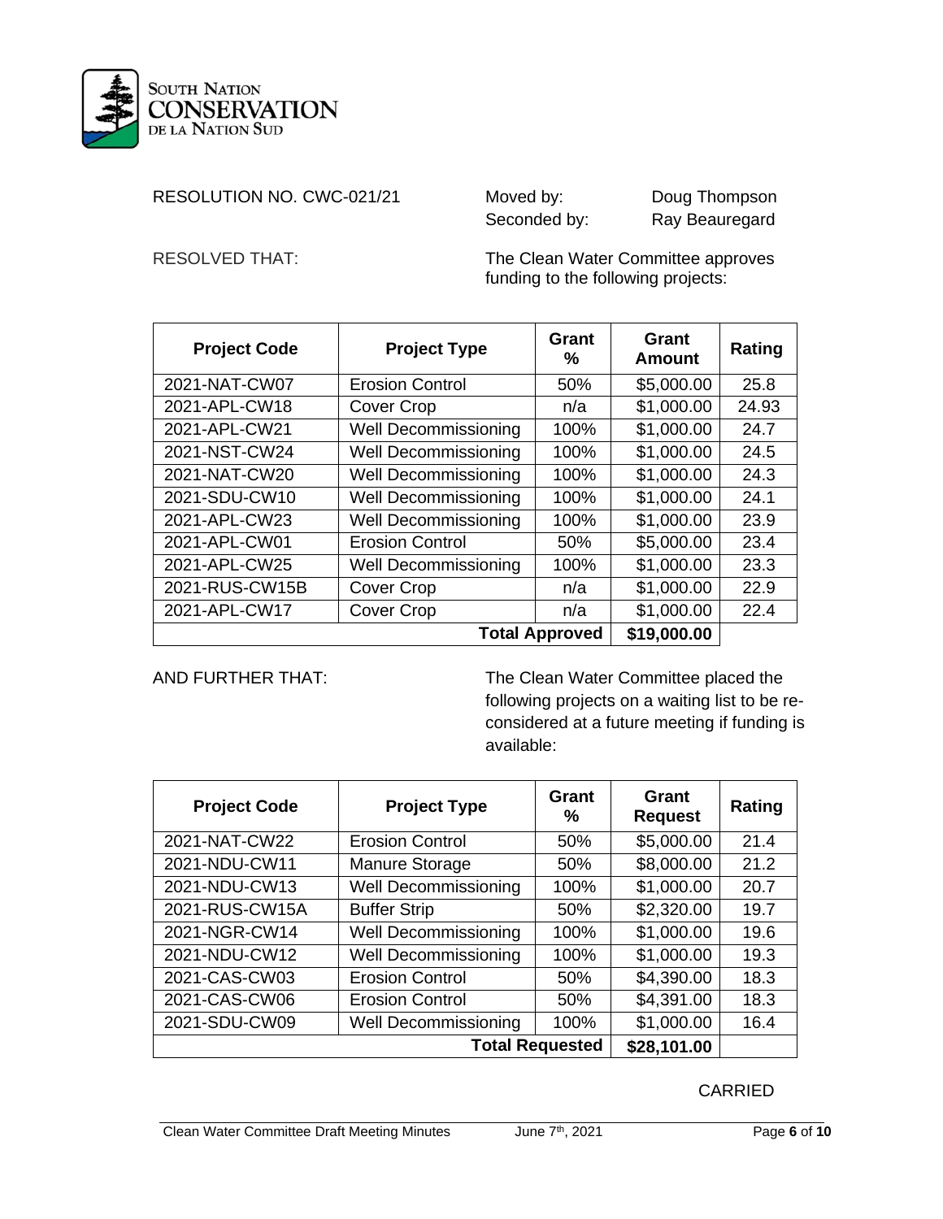RESOLUTION NO. CWC-021/21

Moved by: Doug Thompson
Seconded by: Ray Beauregard

RESOLVED THAT: The Clean Water Committee approves funding to the following projects:

| Project Code | Project Type | Grant % | Grant Amount | Rating |
|---|---|---|---|---|
| 2021-NAT-CW07 | Erosion Control | 50% | $5,000.00 | 25.8 |
| 2021-APL-CW18 | Cover Crop | n/a | $1,000.00 | 24.93 |
| 2021-APL-CW21 | Well Decommissioning | 100% | $1,000.00 | 24.7 |
| 2021-NST-CW24 | Well Decommissioning | 100% | $1,000.00 | 24.5 |
| 2021-NAT-CW20 | Well Decommissioning | 100% | $1,000.00 | 24.3 |
| 2021-SDU-CW10 | Well Decommissioning | 100% | $1,000.00 | 24.1 |
| 2021-APL-CW23 | Well Decommissioning | 100% | $1,000.00 | 23.9 |
| 2021-APL-CW01 | Erosion Control | 50% | $5,000.00 | 23.4 |
| 2021-APL-CW25 | Well Decommissioning | 100% | $1,000.00 | 23.3 |
| 2021-RUS-CW15B | Cover Crop | n/a | $1,000.00 | 22.9 |
| 2021-APL-CW17 | Cover Crop | n/a | $1,000.00 | 22.4 |
| | | **Total Approved** | **$19,000.00** | |

AND FURTHER THAT: The Clean Water Committee placed the following projects on a waiting list to be re-considered at a future meeting if funding is available:

| Project Code | Project Type | Grant % | Grant Request | Rating |
|---|---|---|---|---|
| 2021-NAT-CW22 | Erosion Control | 50% | $5,000.00 | 21.4 |
| 2021-NDU-CW11 | Manure Storage | 50% | $8,000.00 | 21.2 |
| 2021-NDU-CW13 | Well Decommissioning | 100% | $1,000.00 | 20.7 |
| 2021-RUS-CW15A | Buffer Strip | 50% | $2,320.00 | 19.7 |
| 2021-NGR-CW14 | Well Decommissioning | 100% | $1,000.00 | 19.6 |
| 2021-NDU-CW12 | Well Decommissioning | 100% | $1,000.00 | 19.3 |
| 2021-CAS-CW03 | Erosion Control | 50% | $4,390.00 | 18.3 |
| 2021-CAS-CW06 | Erosion Control | 50% | $4,391.00 | 18.3 |
| 2021-SDU-CW09 | Well Decommissioning | 100% | $1,000.00 | 16.4 |
| | | **Total Requested** | **$28,101.00** | |

CARRIED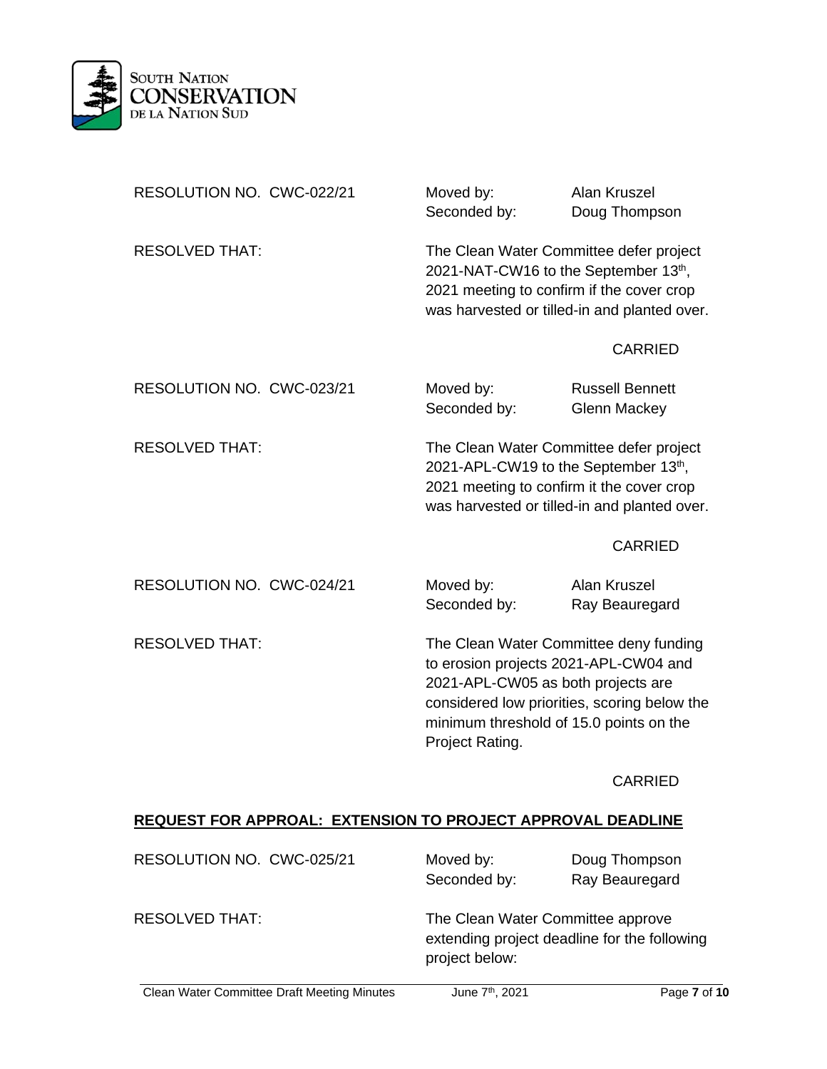RESOLUTION NO. CWC-022/21 | Moved by: Alan Kruszel | Seconded by: Doug Thompson

RESOLVED THAT: The Clean Water Committee defer project 2021-NAT-CW16 to the September 13th, 2021 meeting to confirm if the cover crop was harvested or tilled-in and planted over.

CARRIED

RESOLUTION NO. CWC-023/21 | Moved by: Russell Bennett | Seconded by: Glenn Mackey

RESOLVED THAT: The Clean Water Committee defer project 2021-APL-CW19 to the September 13th, 2021 meeting to confirm it the cover crop was harvested or tilled-in and planted over.

CARRIED

RESOLUTION NO. CWC-024/21 | Moved by: Alan Kruszel | Seconded by: Ray Beauregard

RESOLVED THAT: The Clean Water Committee deny funding to erosion projects 2021-APL-CW04 and 2021-APL-CW05 as both projects are considered low priorities, scoring below the minimum threshold of 15.0 points on the Project Rating.

CARRIED

**REQUEST FOR APPROAL: EXTENSION TO PROJECT APPROVAL DEADLINE**

RESOLUTION NO. CWC-025/21 | Moved by: Doug Thompson | Seconded by: Ray Beauregard

RESOLVED THAT: The Clean Water Committee approve extending project deadline for the following project below: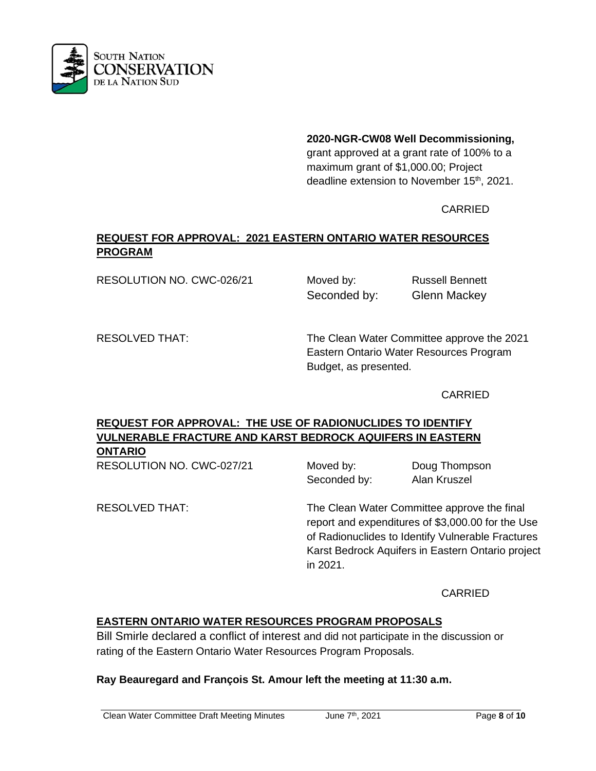**2020-NGR-CW08 Well Decommissioning,** grant approved at a grant rate of 100% to a maximum grant of $1,000.00; Project deadline extension to November 15th, 2021.

CARRIED

## REQUEST FOR APPROVAL: 2021 EASTERN ONTARIO WATER RESOURCES PROGRAM

RESOLUTION NO. CWC-026/21 | Moved by: Russell Bennett | Seconded by: Glenn Mackey

RESOLVED THAT: The Clean Water Committee approve the 2021 Eastern Ontario Water Resources Program Budget, as presented.

CARRIED

## REQUEST FOR APPROVAL: THE USE OF RADIONUCLIDES TO IDENTIFY VULNERABLE FRACTURE AND KARST BEDROCK AQUIFERS IN EASTERN ONTARIO

RESOLUTION NO. CWC-027/21 | Moved by: Doug Thompson | Seconded by: Alan Kruszel

RESOLVED THAT: The Clean Water Committee approve the final report and expenditures of $3,000.00 for the Use of Radionuclides to Identify Vulnerable Fractures Karst Bedrock Aquifers in Eastern Ontario project in 2021.

CARRIED

## EASTERN ONTARIO WATER RESOURCES PROGRAM PROPOSALS

Bill Smirle declared a conflict of interest and did not participate in the discussion or rating of the Eastern Ontario Water Resources Program Proposals.

**Ray Beauregard and François St. Amour left the meeting at 11:30 a.m.**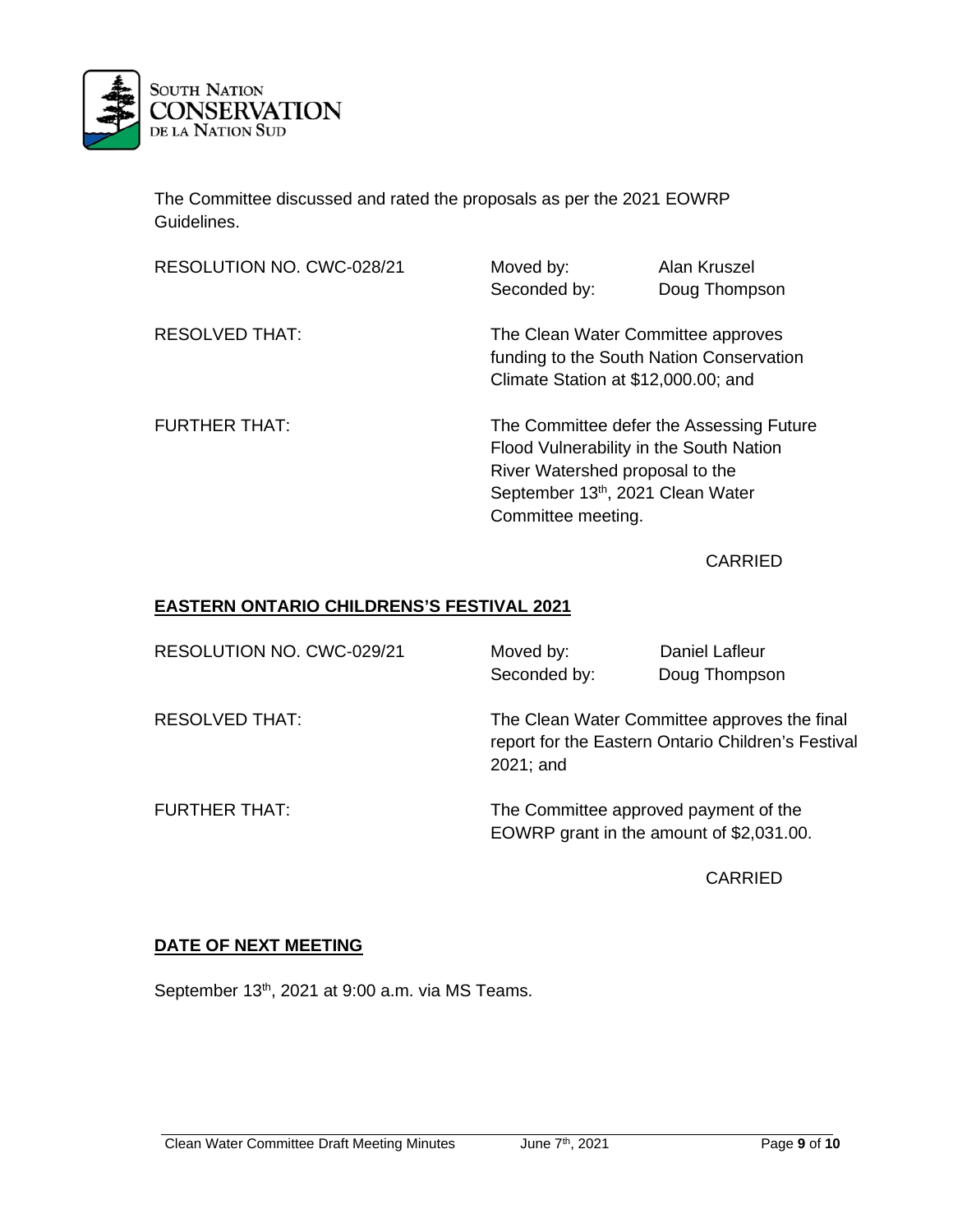The Committee discussed and rated the proposals as per the 2021 EOWRP Guidelines.

| | | |
|---|---|---|
| RESOLUTION NO. CWC-028/21 | Moved by: | Alan Kruszel |
| | Seconded by: | Doug Thompson |

RESOLVED THAT: The Clean Water Committee approves funding to the South Nation Conservation Climate Station at $12,000.00; and

FURTHER THAT: The Committee defer the Assessing Future Flood Vulnerability in the South Nation River Watershed proposal to the September 13th, 2021 Clean Water Committee meeting.

CARRIED

## EASTERN ONTARIO CHILDRENS'S FESTIVAL 2021

| | | |
|---|---|---|
| RESOLUTION NO. CWC-029/21 | Moved by: | Daniel Lafleur |
| | Seconded by: | Doug Thompson |

RESOLVED THAT: The Clean Water Committee approves the final report for the Eastern Ontario Children's Festival 2021; and

FURTHER THAT: The Committee approved payment of the EOWRP grant in the amount of $2,031.00.

CARRIED

## DATE OF NEXT MEETING

September 13th, 2021 at 9:00 a.m. via MS Teams.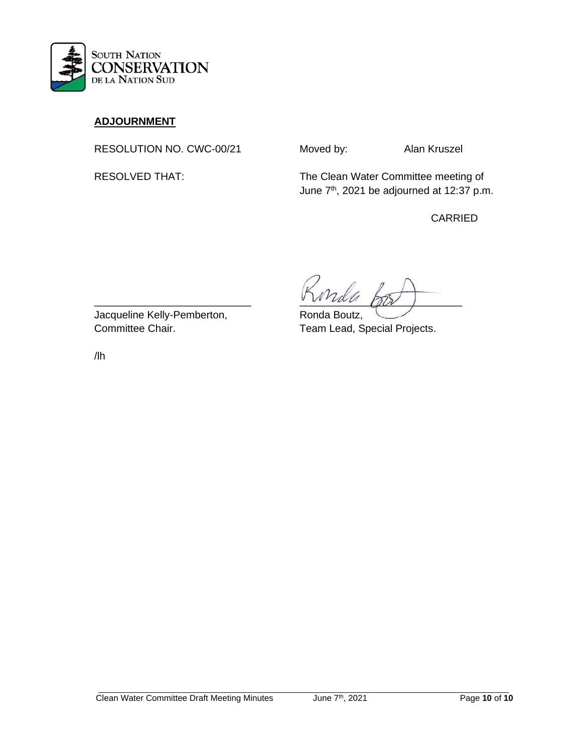## ADJOURNMENT

RESOLUTION NO. CWC-00/21 Moved by: Alan Kruszel

RESOLVED THAT: The Clean Water Committee meeting of June 7th, 2021 be adjourned at 12:37 p.m.

CARRIED

\_\_\_\_\_\_\_\_\_\_\_\_\_\_\_\_\_\_\_\_\_\_\_\_\_\_
Jacqueline Kelly-Pemberton,
Committee Chair.

\_\_\_\_\_\_\_\_\_\_\_\_\_\_\_\_\_\_\_\_\_\_\_\_\_\_
Ronda Boutz,
Team Lead, Special Projects.

/lh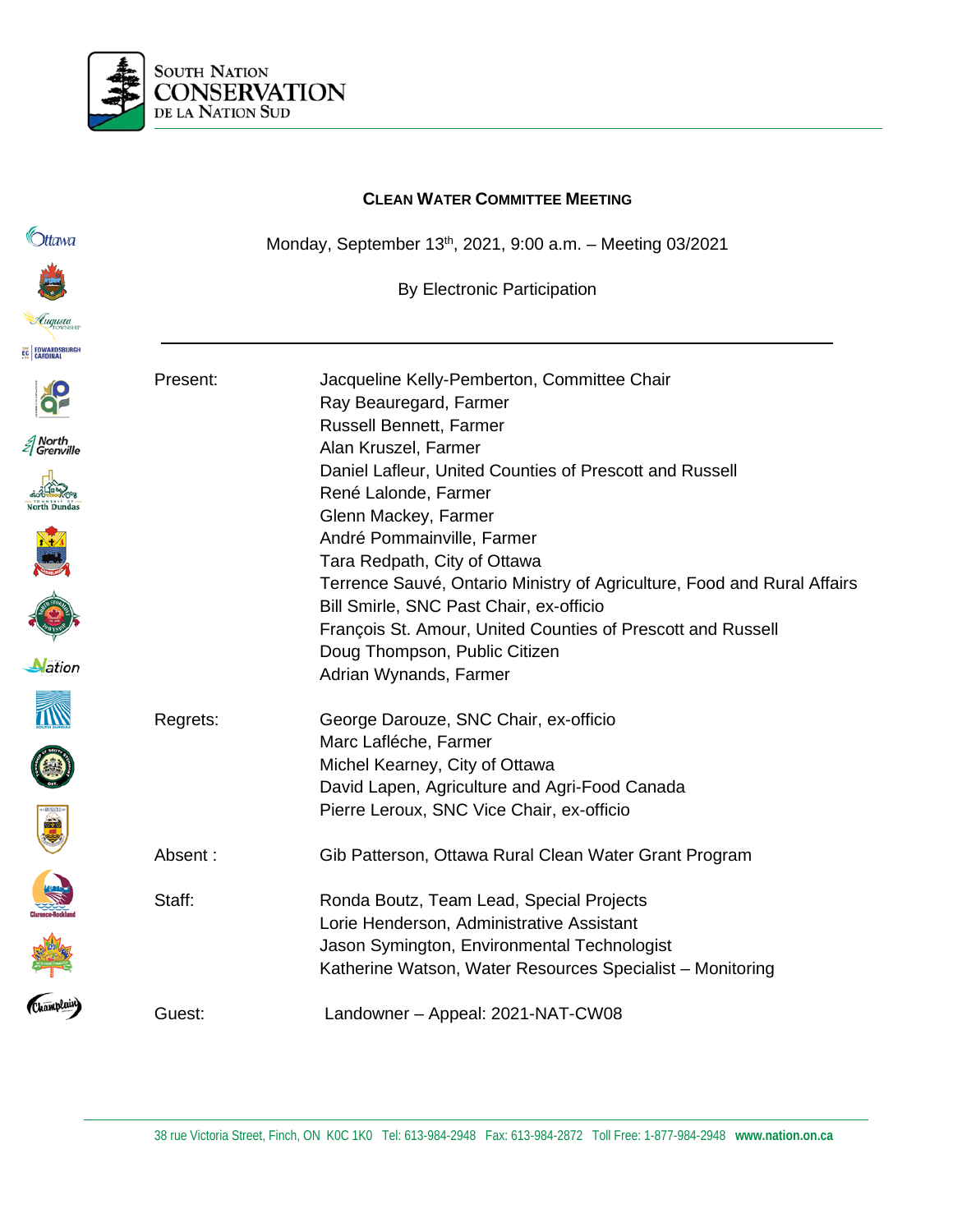SOUTH NATION CONSERVATION
DE LA NATION SUD

## CLEAN WATER COMMITTEE MEETING

Monday, September 13th, 2021, 9:00 a.m. – Meeting 03/2021

By Electronic Participation

---

| | |
|---|---|
| Present: | Jacqueline Kelly-Pemberton, Committee Chair<br>Ray Beauregard, Farmer<br>Russell Bennett, Farmer<br>Alan Kruszel, Farmer<br>Daniel Lafleur, United Counties of Prescott and Russell<br>René Lalonde, Farmer<br>Glenn Mackey, Farmer<br>André Pommainville, Farmer<br>Tara Redpath, City of Ottawa<br>Terrence Sauvé, Ontario Ministry of Agriculture, Food and Rural Affairs<br>Bill Smirle, SNC Past Chair, ex-officio<br>François St. Amour, United Counties of Prescott and Russell<br>Doug Thompson, Public Citizen<br>Adrian Wynands, Farmer |
| Regrets: | George Darouze, SNC Chair, ex-officio<br>Marc Lafléche, Farmer<br>Michel Kearney, City of Ottawa<br>David Lapen, Agriculture and Agri-Food Canada<br>Pierre Leroux, SNC Vice Chair, ex-officio |
| Absent : | Gib Patterson, Ottawa Rural Clean Water Grant Program |
| Staff: | Ronda Boutz, Team Lead, Special Projects<br>Lorie Henderson, Administrative Assistant<br>Jason Symington, Environmental Technologist<br>Katherine Watson, Water Resources Specialist – Monitoring |
| Guest: | Landowner – Appeal: 2021-NAT-CW08 |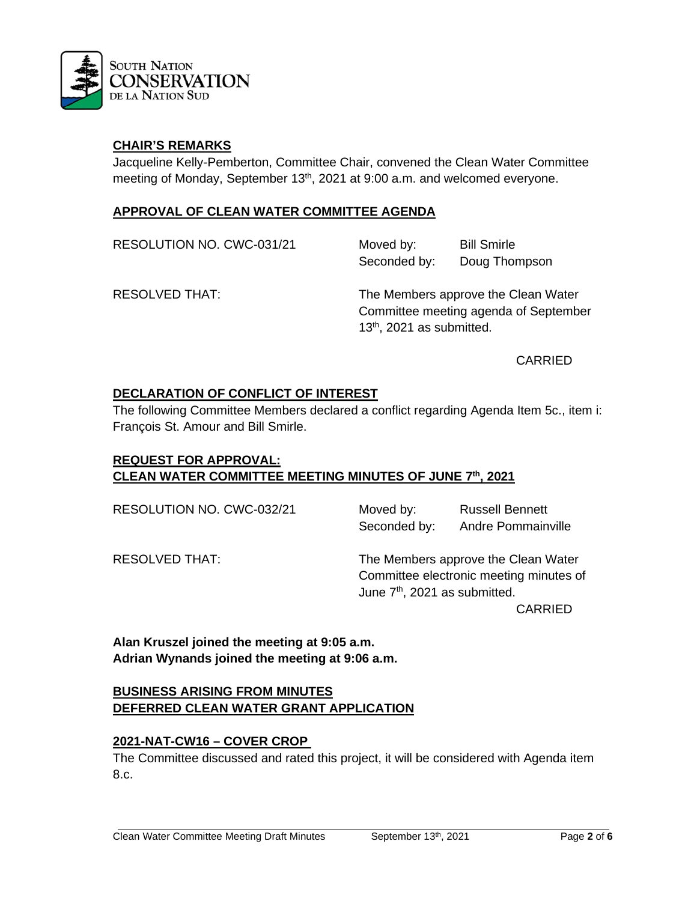## CHAIR'S REMARKS

Jacqueline Kelly-Pemberton, Committee Chair, convened the Clean Water Committee meeting of Monday, September 13th, 2021 at 9:00 a.m. and welcomed everyone.

## APPROVAL OF CLEAN WATER COMMITTEE AGENDA

| | | |
|---|---|---|
| RESOLUTION NO. CWC-031/21 | Moved by: | Bill Smirle |
| | Seconded by: | Doug Thompson |

RESOLVED THAT: The Members approve the Clean Water Committee meeting agenda of September 13th, 2021 as submitted.

CARRIED

## DECLARATION OF CONFLICT OF INTEREST

The following Committee Members declared a conflict regarding Agenda Item 5c., item i: François St. Amour and Bill Smirle.

## REQUEST FOR APPROVAL: CLEAN WATER COMMITTEE MEETING MINUTES OF JUNE 7th, 2021

| | | |
|---|---|---|
| RESOLUTION NO. CWC-032/21 | Moved by: | Russell Bennett |
| | Seconded by: | Andre Pommainville |

RESOLVED THAT: The Members approve the Clean Water Committee electronic meeting minutes of June 7th, 2021 as submitted.

CARRIED

**Alan Kruszel joined the meeting at 9:05 a.m.**
**Adrian Wynands joined the meeting at 9:06 a.m.**

## BUSINESS ARISING FROM MINUTES DEFERRED CLEAN WATER GRANT APPLICATION

### 2021-NAT-CW16 – COVER CROP

The Committee discussed and rated this project, it will be considered with Agenda item 8.c.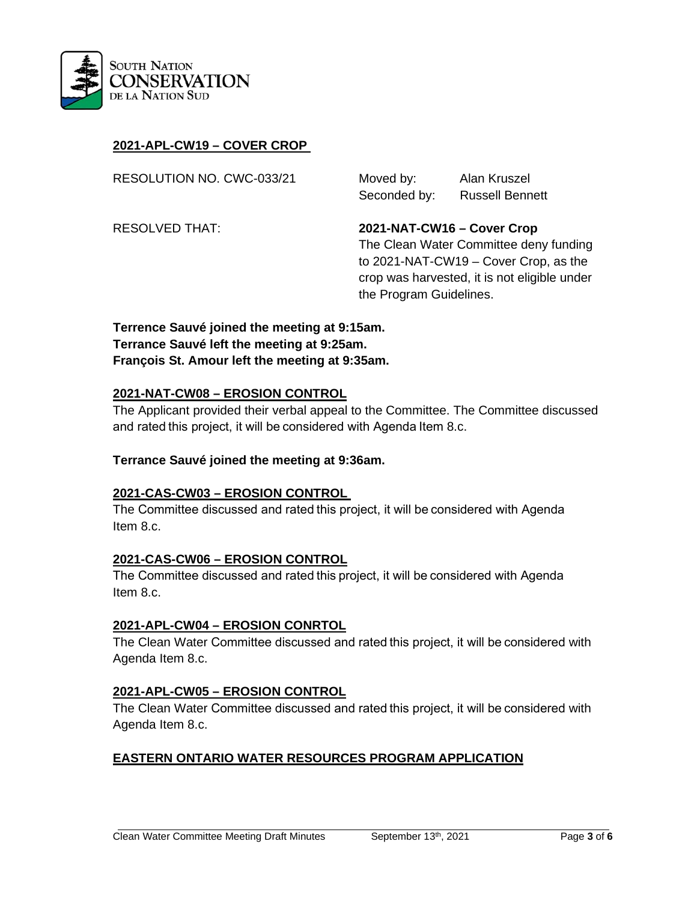## 2021-APL-CW19 – COVER CROP

RESOLUTION NO. CWC-033/21

Moved by: Alan Kruszel
Seconded by: Russell Bennett

RESOLVED THAT: **2021-NAT-CW16 – Cover Crop**
The Clean Water Committee deny funding to 2021-NAT-CW19 – Cover Crop, as the crop was harvested, it is not eligible under the Program Guidelines.

**Terrence Sauvé joined the meeting at 9:15am.**
**Terrance Sauvé left the meeting at 9:25am.**
**François St. Amour left the meeting at 9:35am.**

## 2021-NAT-CW08 – EROSION CONTROL

The Applicant provided their verbal appeal to the Committee. The Committee discussed and rated this project, it will be considered with Agenda Item 8.c.

**Terrance Sauvé joined the meeting at 9:36am.**

## 2021-CAS-CW03 – EROSION CONTROL

The Committee discussed and rated this project, it will be considered with Agenda Item 8.c.

## 2021-CAS-CW06 – EROSION CONTROL

The Committee discussed and rated this project, it will be considered with Agenda Item 8.c.

## 2021-APL-CW04 – EROSION CONRTOL

The Clean Water Committee discussed and rated this project, it will be considered with Agenda Item 8.c.

## 2021-APL-CW05 – EROSION CONTROL

The Clean Water Committee discussed and rated this project, it will be considered with Agenda Item 8.c.

## EASTERN ONTARIO WATER RESOURCES PROGRAM APPLICATION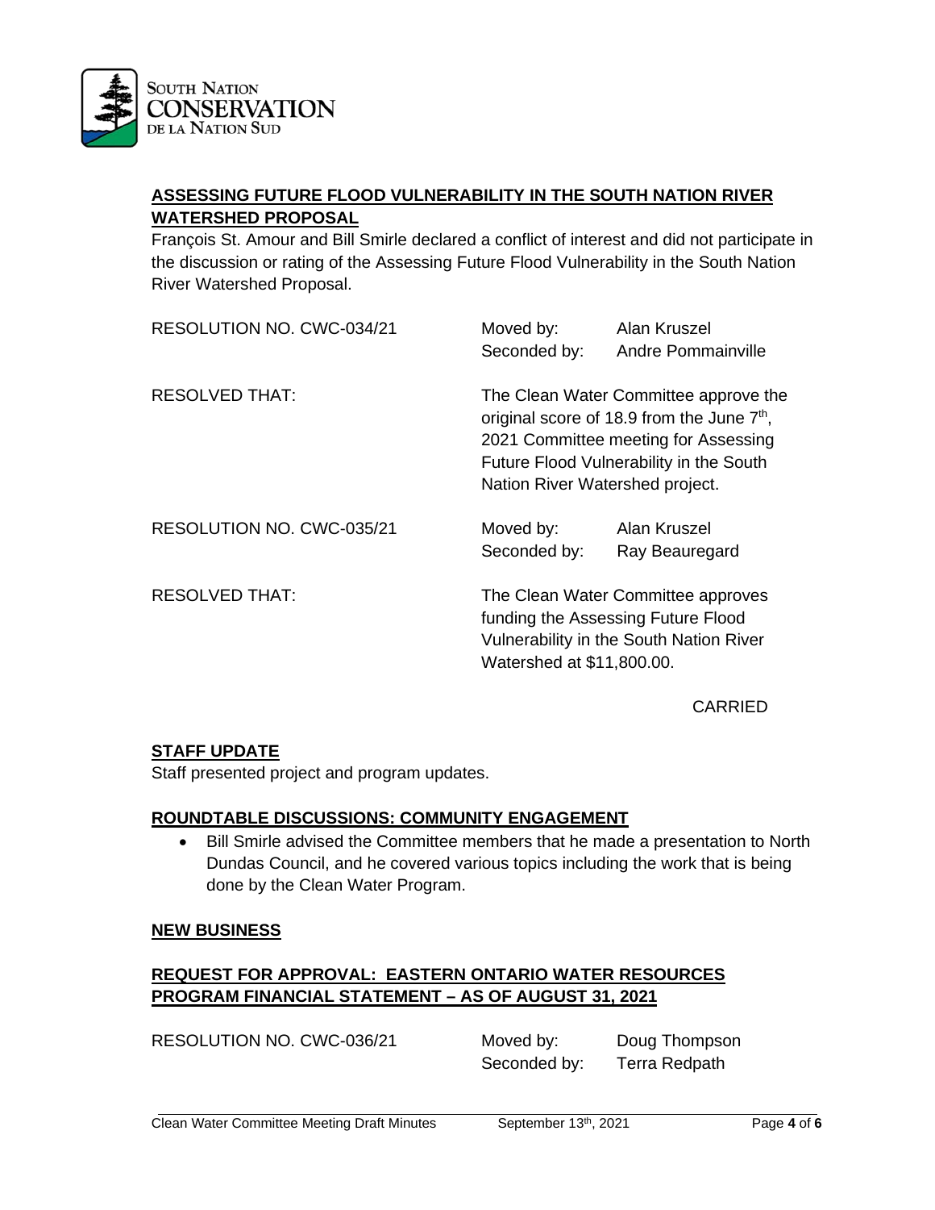## ASSESSING FUTURE FLOOD VULNERABILITY IN THE SOUTH NATION RIVER WATERSHED PROPOSAL

François St. Amour and Bill Smirle declared a conflict of interest and did not participate in the discussion or rating of the Assessing Future Flood Vulnerability in the South Nation River Watershed Proposal.

RESOLUTION NO. CWC-034/21 — Moved by: Alan Kruszel; Seconded by: Andre Pommainville

RESOLVED THAT: The Clean Water Committee approve the original score of 18.9 from the June 7th, 2021 Committee meeting for Assessing Future Flood Vulnerability in the South Nation River Watershed project.

RESOLUTION NO. CWC-035/21 — Moved by: Alan Kruszel; Seconded by: Ray Beauregard

RESOLVED THAT: The Clean Water Committee approves funding the Assessing Future Flood Vulnerability in the South Nation River Watershed at $11,800.00.

CARRIED

## STAFF UPDATE

Staff presented project and program updates.

## ROUNDTABLE DISCUSSIONS: COMMUNITY ENGAGEMENT

- Bill Smirle advised the Committee members that he made a presentation to North Dundas Council, and he covered various topics including the work that is being done by the Clean Water Program.

## NEW BUSINESS

## REQUEST FOR APPROVAL: EASTERN ONTARIO WATER RESOURCES PROGRAM FINANCIAL STATEMENT – AS OF AUGUST 31, 2021

RESOLUTION NO. CWC-036/21 — Moved by: Doug Thompson; Seconded by: Terra Redpath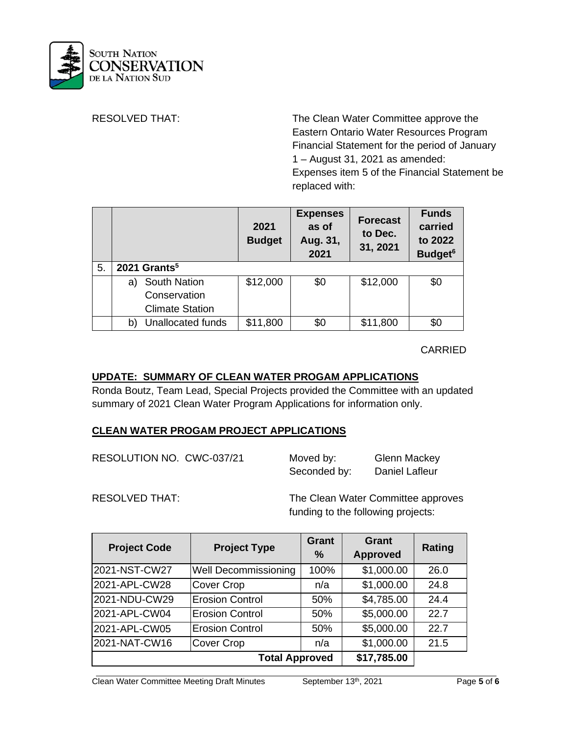RESOLVED THAT: The Clean Water Committee approve the Eastern Ontario Water Resources Program Financial Statement for the period of January 1 – August 31, 2021 as amended: Expenses item 5 of the Financial Statement be replaced with:

| | | 2021 Budget | Expenses as of Aug. 31, 2021 | Forecast to Dec. 31, 2021 | Funds carried to 2022 Budget[6] |
|---|---|---|---|---|---|
| 5. | **2021 Grants[5]** | | | | |
| | a) South Nation Conservation Climate Station | $12,000 | $0 | $12,000 | $0 |
| | b) Unallocated funds | $11,800 | $0 | $11,800 | $0 |

CARRIED

## UPDATE: SUMMARY OF CLEAN WATER PROGAM APPLICATIONS

Ronda Boutz, Team Lead, Special Projects provided the Committee with an updated summary of 2021 Clean Water Program Applications for information only.

## CLEAN WATER PROGAM PROJECT APPLICATIONS

RESOLUTION NO. CWC-037/21 Moved by: Glenn Mackey
Seconded by: Daniel Lafleur

RESOLVED THAT: The Clean Water Committee approves funding to the following projects:

| Project Code | Project Type | Grant % | Grant Approved | Rating |
|---|---|---|---|---|
| 2021-NST-CW27 | Well Decommissioning | 100% | $1,000.00 | 26.0 |
| 2021-APL-CW28 | Cover Crop | n/a | $1,000.00 | 24.8 |
| 2021-NDU-CW29 | Erosion Control | 50% | $4,785.00 | 24.4 |
| 2021-APL-CW04 | Erosion Control | 50% | $5,000.00 | 22.7 |
| 2021-APL-CW05 | Erosion Control | 50% | $5,000.00 | 22.7 |
| 2021-NAT-CW16 | Cover Crop | n/a | $1,000.00 | 21.5 |
| | | **Total Approved** | **$17,785.00** | |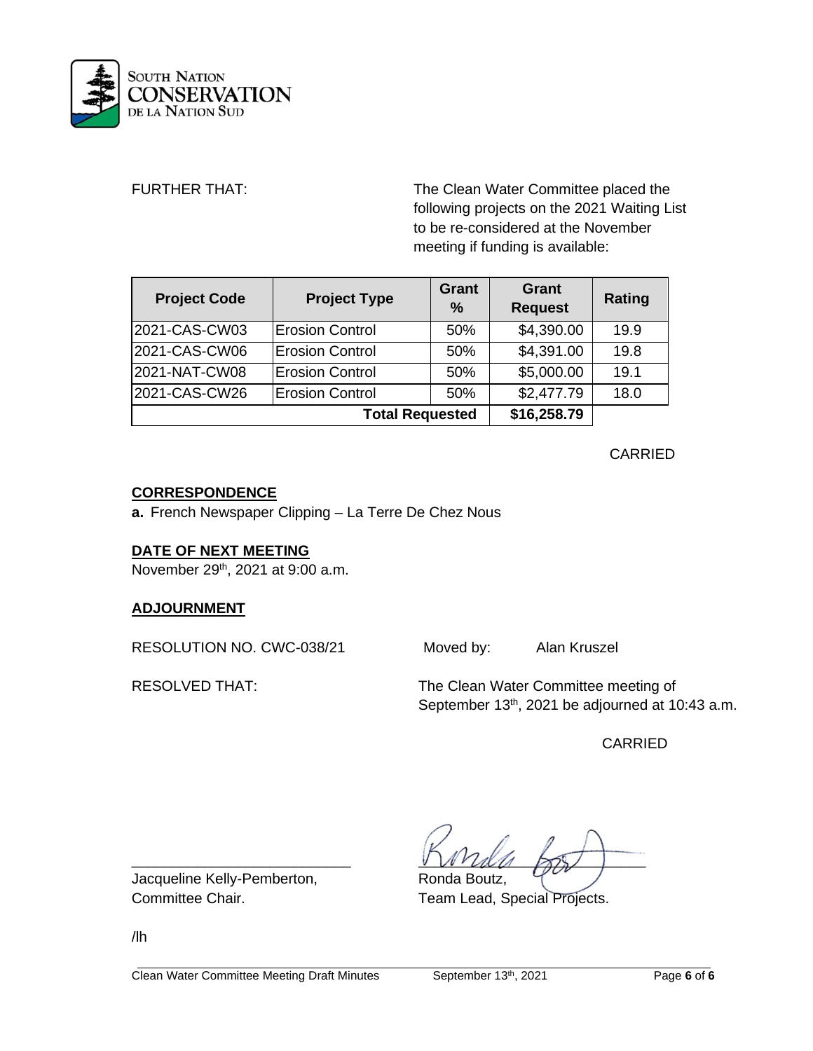FURTHER THAT: The Clean Water Committee placed the following projects on the 2021 Waiting List to be re-considered at the November meeting if funding is available:

| Project Code | Project Type | Grant % | Grant Request | Rating |
|---|---|---|---|---|
| 2021-CAS-CW03 | Erosion Control | 50% | $4,390.00 | 19.9 |
| 2021-CAS-CW06 | Erosion Control | 50% | $4,391.00 | 19.8 |
| 2021-NAT-CW08 | Erosion Control | 50% | $5,000.00 | 19.1 |
| 2021-CAS-CW26 | Erosion Control | 50% | $2,477.79 | 18.0 |
| | | **Total Requested** | **$16,258.79** | |

CARRIED

## CORRESPONDENCE

**a.** French Newspaper Clipping – La Terre De Chez Nous

## DATE OF NEXT MEETING

November 29th, 2021 at 9:00 a.m.

## ADJOURNMENT

RESOLUTION NO. CWC-038/21 Moved by: Alan Kruszel

RESOLVED THAT: The Clean Water Committee meeting of September 13th, 2021 be adjourned at 10:43 a.m.

CARRIED

Jacqueline Kelly-Pemberton,
Committee Chair.

Ronda Boutz,
Team Lead, Special Projects.

/lh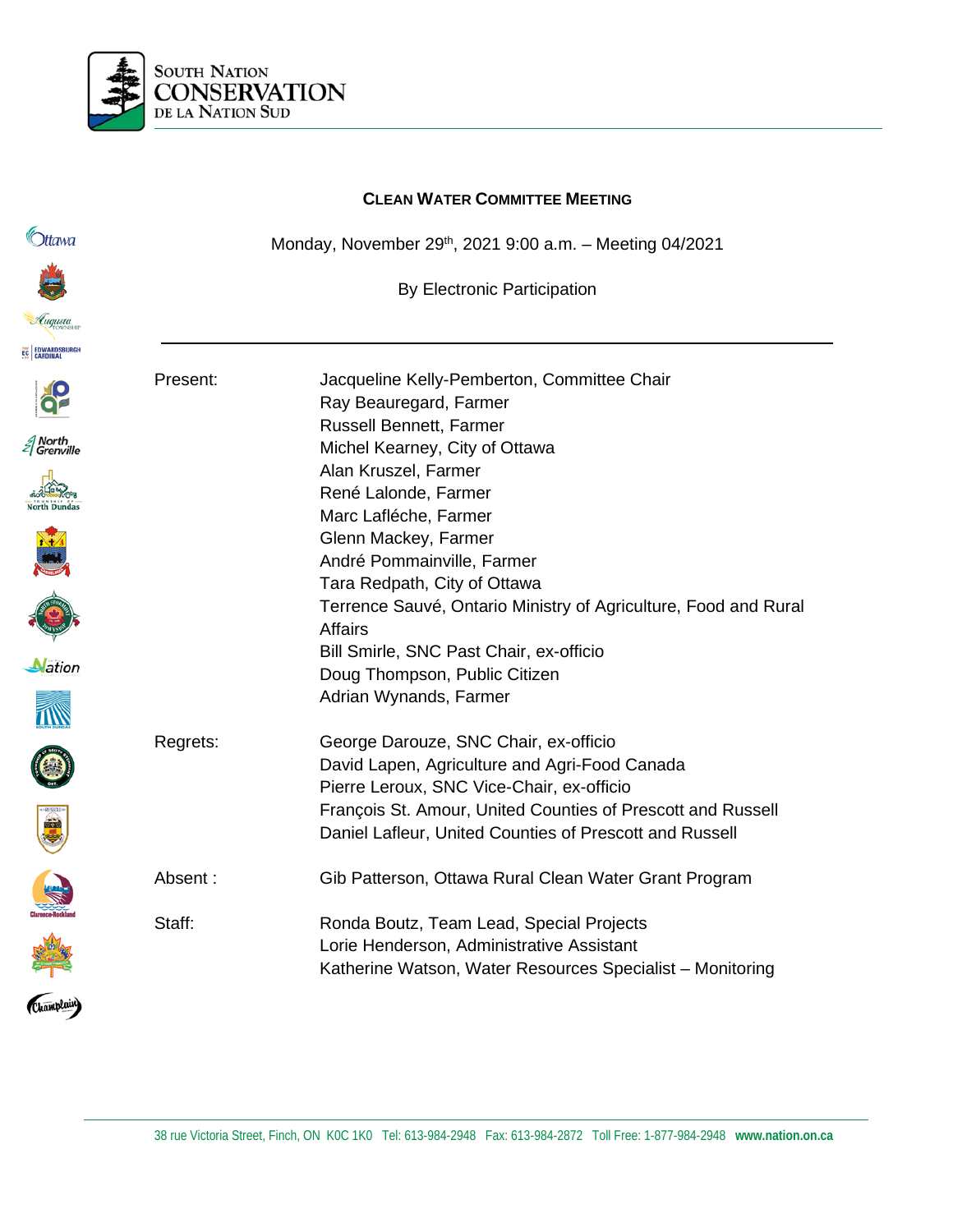South Nation
CONSERVATION
de la Nation Sud

## CLEAN WATER COMMITTEE MEETING

Monday, November 29th, 2021 9:00 a.m. – Meeting 04/2021

By Electronic Participation

---

| | |
|---|---|
| Present: | Jacqueline Kelly-Pemberton, Committee Chair<br>Ray Beauregard, Farmer<br>Russell Bennett, Farmer<br>Michel Kearney, City of Ottawa<br>Alan Kruszel, Farmer<br>René Lalonde, Farmer<br>Marc Lafléche, Farmer<br>Glenn Mackey, Farmer<br>André Pommainville, Farmer<br>Tara Redpath, City of Ottawa<br>Terrence Sauvé, Ontario Ministry of Agriculture, Food and Rural Affairs<br>Bill Smirle, SNC Past Chair, ex-officio<br>Doug Thompson, Public Citizen<br>Adrian Wynands, Farmer |
| Regrets: | George Darouze, SNC Chair, ex-officio<br>David Lapen, Agriculture and Agri-Food Canada<br>Pierre Leroux, SNC Vice-Chair, ex-officio<br>François St. Amour, United Counties of Prescott and Russell<br>Daniel Lafleur, United Counties of Prescott and Russell |
| Absent : | Gib Patterson, Ottawa Rural Clean Water Grant Program |
| Staff: | Ronda Boutz, Team Lead, Special Projects<br>Lorie Henderson, Administrative Assistant<br>Katherine Watson, Water Resources Specialist – Monitoring |

38 rue Victoria Street, Finch, ON K0C 1K0 Tel: 613-984-2948 Fax: 613-984-2872 Toll Free: 1-877-984-2948 **www.nation.on.ca**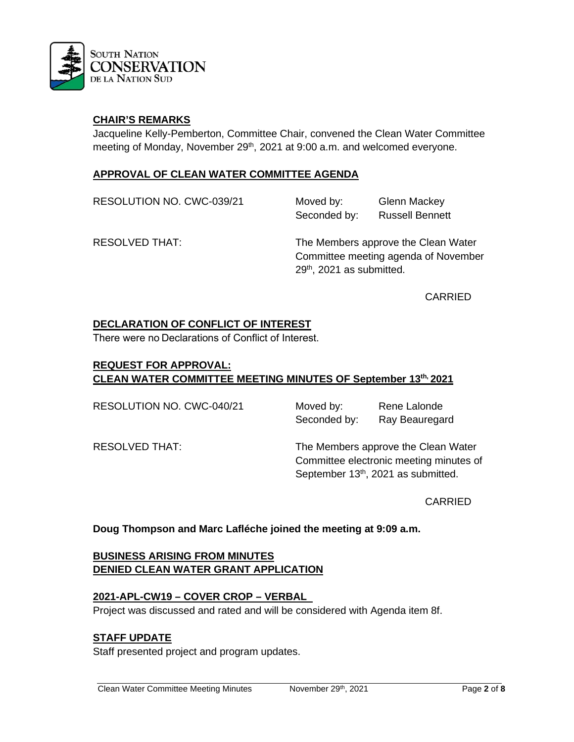## CHAIR'S REMARKS

Jacqueline Kelly-Pemberton, Committee Chair, convened the Clean Water Committee meeting of Monday, November 29th, 2021 at 9:00 a.m. and welcomed everyone.

## APPROVAL OF CLEAN WATER COMMITTEE AGENDA

RESOLUTION NO. CWC-039/21 | Moved by: Glenn Mackey | Seconded by: Russell Bennett

RESOLVED THAT: The Members approve the Clean Water Committee meeting agenda of November 29th, 2021 as submitted.

CARRIED

## DECLARATION OF CONFLICT OF INTEREST

There were no Declarations of Conflict of Interest.

## REQUEST FOR APPROVAL: CLEAN WATER COMMITTEE MEETING MINUTES OF September 13th, 2021

RESOLUTION NO. CWC-040/21 | Moved by: Rene Lalonde | Seconded by: Ray Beauregard

RESOLVED THAT: The Members approve the Clean Water Committee electronic meeting minutes of September 13th, 2021 as submitted.

CARRIED

**Doug Thompson and Marc Lafléche joined the meeting at 9:09 a.m.**

## BUSINESS ARISING FROM MINUTES
## DENIED CLEAN WATER GRANT APPLICATION

### 2021-APL-CW19 – COVER CROP – VERBAL

Project was discussed and rated and will be considered with Agenda item 8f.

## STAFF UPDATE

Staff presented project and program updates.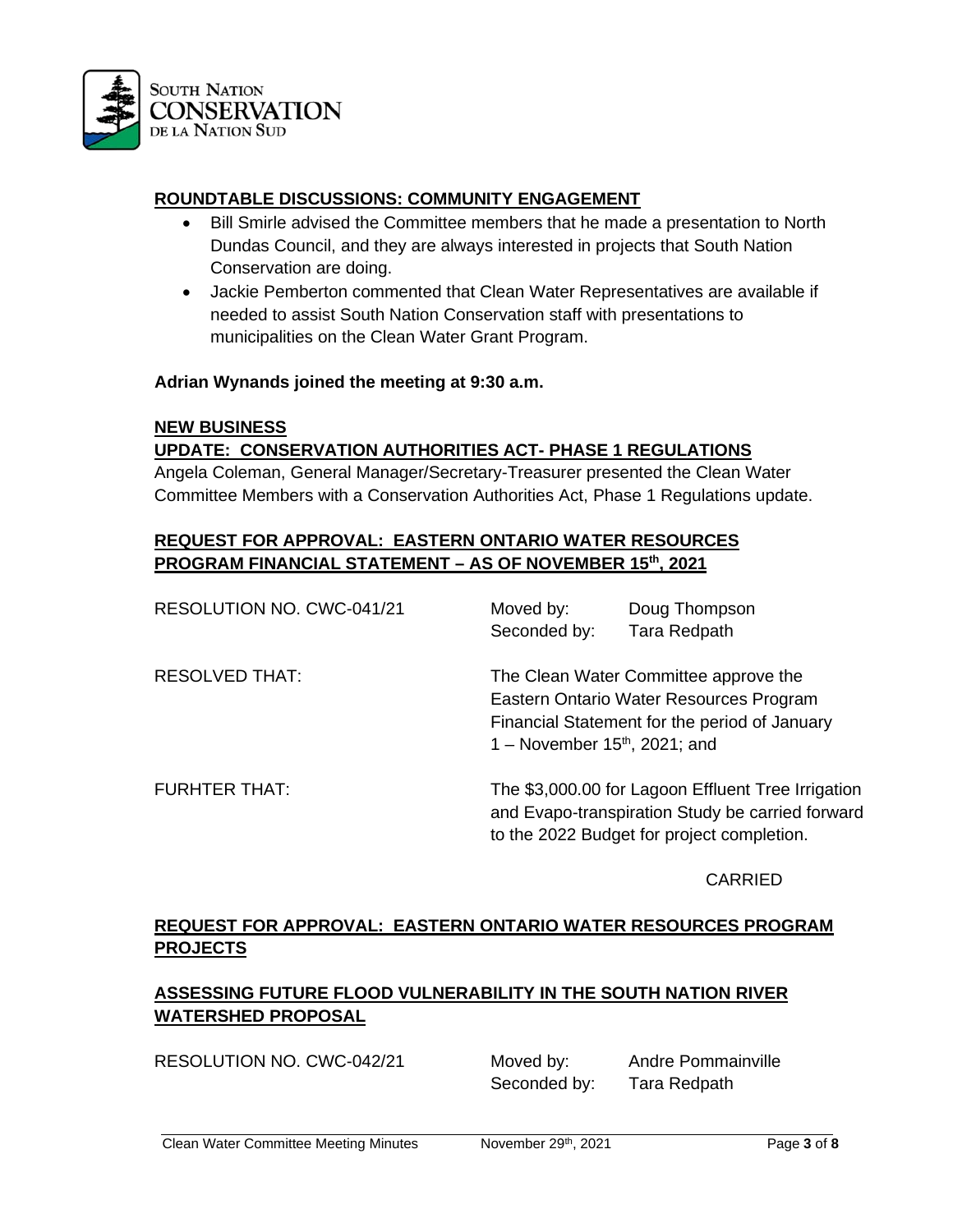## ROUNDTABLE DISCUSSIONS: COMMUNITY ENGAGEMENT

- Bill Smirle advised the Committee members that he made a presentation to North Dundas Council, and they are always interested in projects that South Nation Conservation are doing.
- Jackie Pemberton commented that Clean Water Representatives are available if needed to assist South Nation Conservation staff with presentations to municipalities on the Clean Water Grant Program.

**Adrian Wynands joined the meeting at 9:30 a.m.**

## NEW BUSINESS

## UPDATE: CONSERVATION AUTHORITIES ACT- PHASE 1 REGULATIONS

Angela Coleman, General Manager/Secretary-Treasurer presented the Clean Water Committee Members with a Conservation Authorities Act, Phase 1 Regulations update.

## REQUEST FOR APPROVAL: EASTERN ONTARIO WATER RESOURCES PROGRAM FINANCIAL STATEMENT – AS OF NOVEMBER 15th, 2021

RESOLUTION NO. CWC-041/21 — Moved by: Doug Thompson; Seconded by: Tara Redpath

RESOLVED THAT: The Clean Water Committee approve the Eastern Ontario Water Resources Program Financial Statement for the period of January 1 – November 15th, 2021; and

FURHTER THAT: The $3,000.00 for Lagoon Effluent Tree Irrigation and Evapo-transpiration Study be carried forward to the 2022 Budget for project completion.

CARRIED

## REQUEST FOR APPROVAL: EASTERN ONTARIO WATER RESOURCES PROGRAM PROJECTS

## ASSESSING FUTURE FLOOD VULNERABILITY IN THE SOUTH NATION RIVER WATERSHED PROPOSAL

RESOLUTION NO. CWC-042/21 — Moved by: Andre Pommainville; Seconded by: Tara Redpath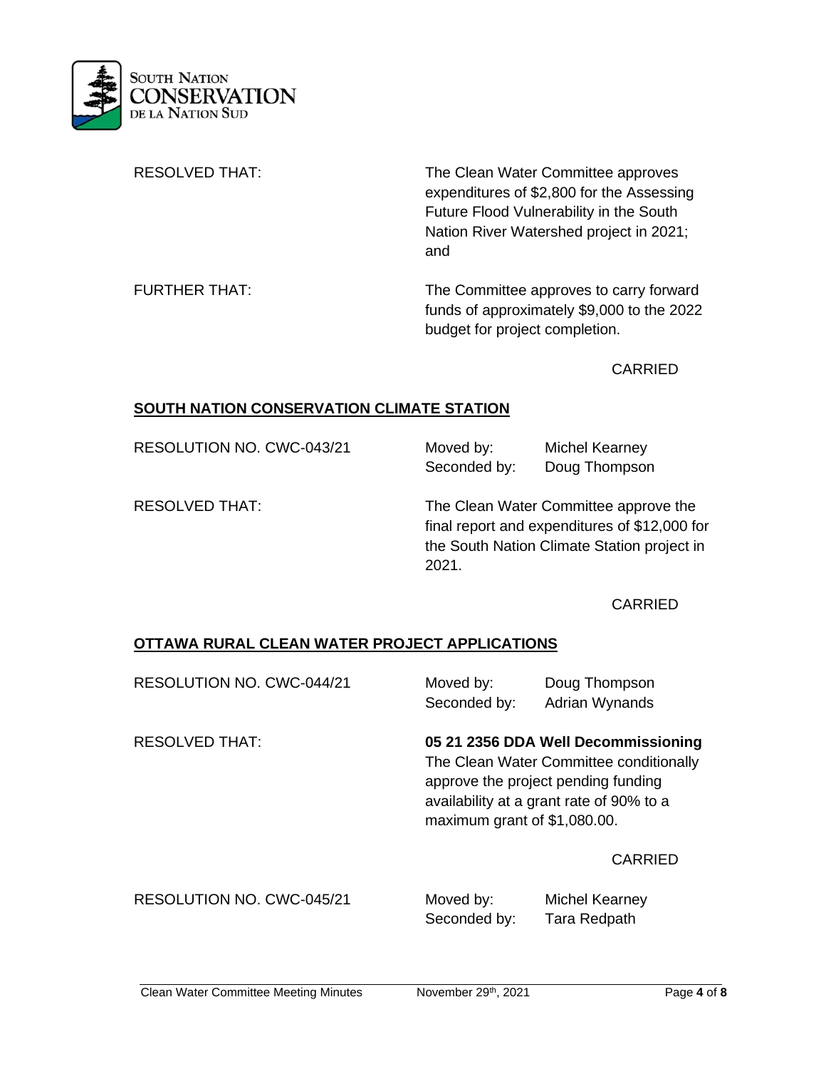RESOLVED THAT: The Clean Water Committee approves expenditures of $2,800 for the Assessing Future Flood Vulnerability in the South Nation River Watershed project in 2021; and

FURTHER THAT: The Committee approves to carry forward funds of approximately $9,000 to the 2022 budget for project completion.

CARRIED

## SOUTH NATION CONSERVATION CLIMATE STATION

RESOLUTION NO. CWC-043/21 Moved by: Michel Kearney
Seconded by: Doug Thompson

RESOLVED THAT: The Clean Water Committee approve the final report and expenditures of $12,000 for the South Nation Climate Station project in 2021.

CARRIED

## OTTAWA RURAL CLEAN WATER PROJECT APPLICATIONS

RESOLUTION NO. CWC-044/21 Moved by: Doug Thompson
Seconded by: Adrian Wynands

RESOLVED THAT: **05 21 2356 DDA Well Decommissioning**
The Clean Water Committee conditionally approve the project pending funding availability at a grant rate of 90% to a maximum grant of $1,080.00.

CARRIED

RESOLUTION NO. CWC-045/21 Moved by: Michel Kearney
Seconded by: Tara Redpath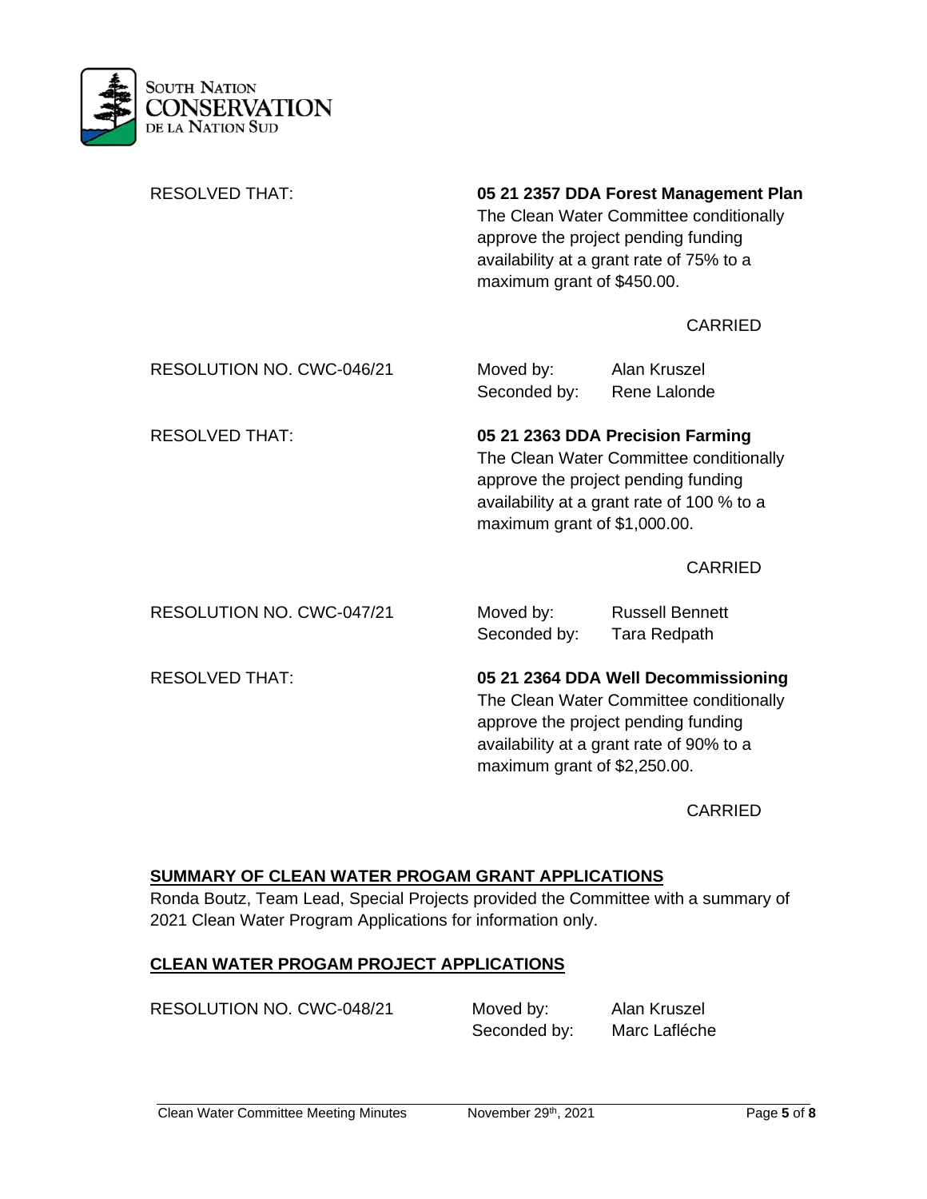RESOLVED THAT: **05 21 2357 DDA Forest Management Plan**
The Clean Water Committee conditionally approve the project pending funding availability at a grant rate of 75% to a maximum grant of $450.00.

CARRIED

RESOLUTION NO. CWC-046/21 — Moved by: Alan Kruszel — Seconded by: Rene Lalonde

RESOLVED THAT: **05 21 2363 DDA Precision Farming**
The Clean Water Committee conditionally approve the project pending funding availability at a grant rate of 100 % to a maximum grant of $1,000.00.

CARRIED

RESOLUTION NO. CWC-047/21 — Moved by: Russell Bennett — Seconded by: Tara Redpath

RESOLVED THAT: **05 21 2364 DDA Well Decommissioning**
The Clean Water Committee conditionally approve the project pending funding availability at a grant rate of 90% to a maximum grant of $2,250.00.

CARRIED

## SUMMARY OF CLEAN WATER PROGAM GRANT APPLICATIONS

Ronda Boutz, Team Lead, Special Projects provided the Committee with a summary of 2021 Clean Water Program Applications for information only.

## CLEAN WATER PROGAM PROJECT APPLICATIONS

RESOLUTION NO. CWC-048/21 — Moved by: Alan Kruszel — Seconded by: Marc Lafléche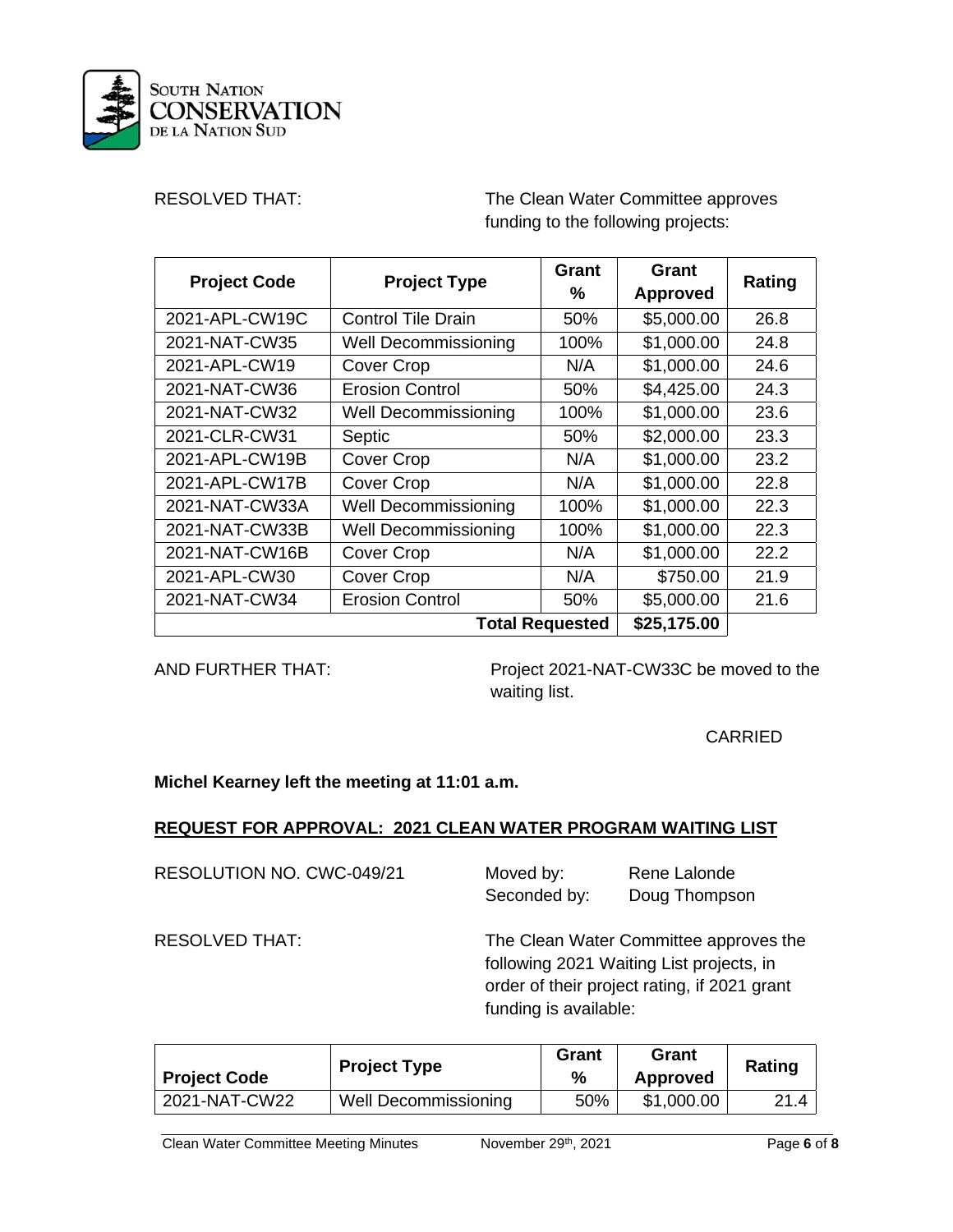RESOLVED THAT: The Clean Water Committee approves funding to the following projects:

| Project Code | Project Type | Grant % | Grant Approved | Rating |
|---|---|---|---|---|
| 2021-APL-CW19C | Control Tile Drain | 50% | $5,000.00 | 26.8 |
| 2021-NAT-CW35 | Well Decommissioning | 100% | $1,000.00 | 24.8 |
| 2021-APL-CW19 | Cover Crop | N/A | $1,000.00 | 24.6 |
| 2021-NAT-CW36 | Erosion Control | 50% | $4,425.00 | 24.3 |
| 2021-NAT-CW32 | Well Decommissioning | 100% | $1,000.00 | 23.6 |
| 2021-CLR-CW31 | Septic | 50% | $2,000.00 | 23.3 |
| 2021-APL-CW19B | Cover Crop | N/A | $1,000.00 | 23.2 |
| 2021-APL-CW17B | Cover Crop | N/A | $1,000.00 | 22.8 |
| 2021-NAT-CW33A | Well Decommissioning | 100% | $1,000.00 | 22.3 |
| 2021-NAT-CW33B | Well Decommissioning | 100% | $1,000.00 | 22.3 |
| 2021-NAT-CW16B | Cover Crop | N/A | $1,000.00 | 22.2 |
| 2021-APL-CW30 | Cover Crop | N/A | $750.00 | 21.9 |
| 2021-NAT-CW34 | Erosion Control | 50% | $5,000.00 | 21.6 |
| | | **Total Requested** | **$25,175.00** | |

AND FURTHER THAT: Project 2021-NAT-CW33C be moved to the waiting list.

CARRIED

**Michel Kearney left the meeting at 11:01 a.m.**

## REQUEST FOR APPROVAL: 2021 CLEAN WATER PROGRAM WAITING LIST

RESOLUTION NO. CWC-049/21

Moved by: Rene Lalonde
Seconded by: Doug Thompson

RESOLVED THAT: The Clean Water Committee approves the following 2021 Waiting List projects, in order of their project rating, if 2021 grant funding is available:

| Project Code | Project Type | Grant % | Grant Approved | Rating |
|---|---|---|---|---|
| 2021-NAT-CW22 | Well Decommissioning | 50% | $1,000.00 | 21.4 |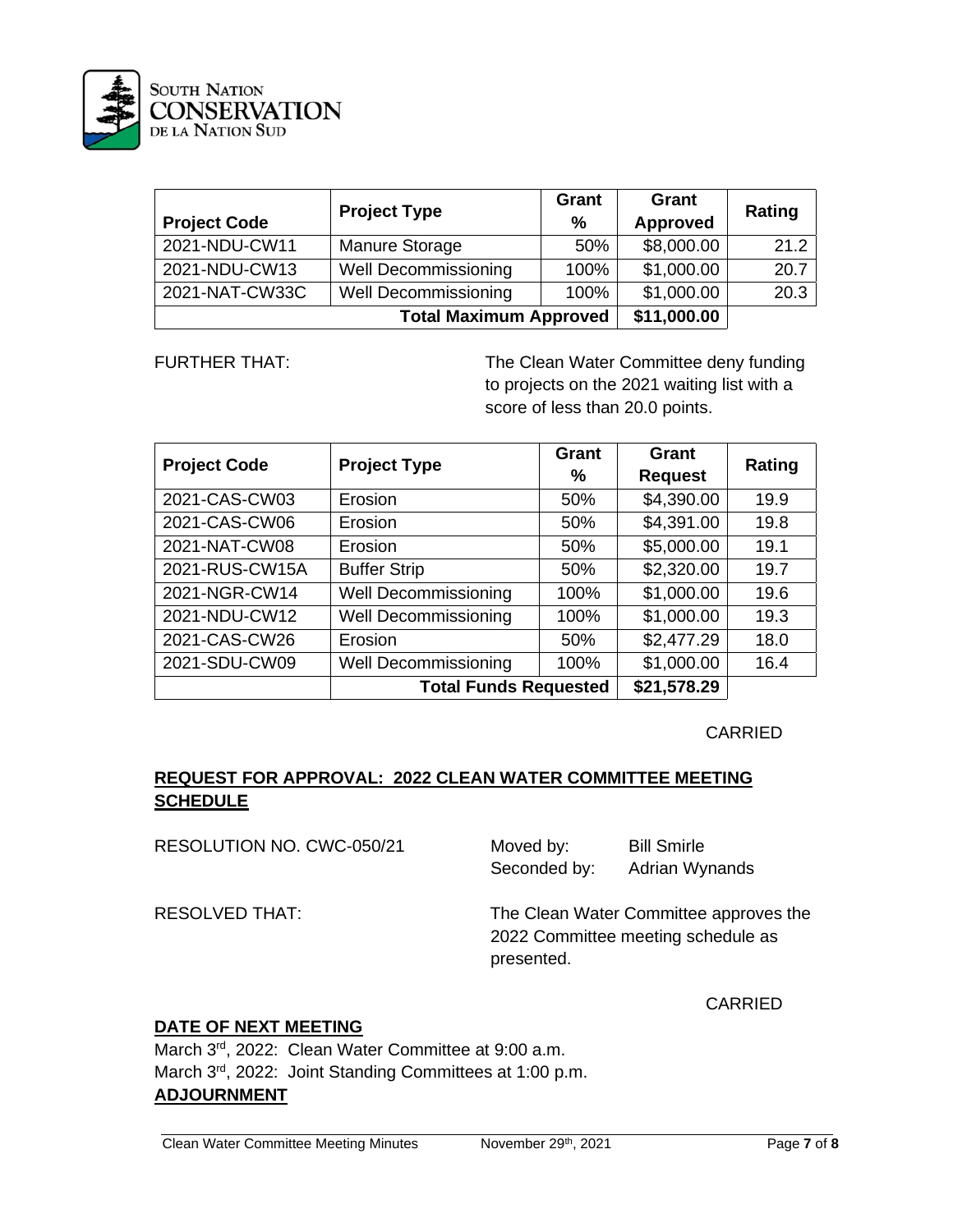| Project Code | Project Type | Grant % | Grant Approved | Rating |
|---|---|---|---|---|
| 2021-NDU-CW11 | Manure Storage | 50% | $8,000.00 | 21.2 |
| 2021-NDU-CW13 | Well Decommissioning | 100% | $1,000.00 | 20.7 |
| 2021-NAT-CW33C | Well Decommissioning | 100% | $1,000.00 | 20.3 |
| **Total Maximum Approved** | | | **$11,000.00** | |

FURTHER THAT: The Clean Water Committee deny funding to projects on the 2021 waiting list with a score of less than 20.0 points.

| Project Code | Project Type | Grant % | Grant Request | Rating |
|---|---|---|---|---|
| 2021-CAS-CW03 | Erosion | 50% | $4,390.00 | 19.9 |
| 2021-CAS-CW06 | Erosion | 50% | $4,391.00 | 19.8 |
| 2021-NAT-CW08 | Erosion | 50% | $5,000.00 | 19.1 |
| 2021-RUS-CW15A | Buffer Strip | 50% | $2,320.00 | 19.7 |
| 2021-NGR-CW14 | Well Decommissioning | 100% | $1,000.00 | 19.6 |
| 2021-NDU-CW12 | Well Decommissioning | 100% | $1,000.00 | 19.3 |
| 2021-CAS-CW26 | Erosion | 50% | $2,477.29 | 18.0 |
| 2021-SDU-CW09 | Well Decommissioning | 100% | $1,000.00 | 16.4 |
| | **Total Funds Requested** | | **$21,578.29** | |

CARRIED

## REQUEST FOR APPROVAL: 2022 CLEAN WATER COMMITTEE MEETING SCHEDULE

RESOLUTION NO. CWC-050/21  
Moved by: Bill Smirle  
Seconded by: Adrian Wynands

RESOLVED THAT: The Clean Water Committee approves the 2022 Committee meeting schedule as presented.

CARRIED

## DATE OF NEXT MEETING

March 3rd, 2022: Clean Water Committee at 9:00 a.m.  
March 3rd, 2022: Joint Standing Committees at 1:00 p.m.

## ADJOURNMENT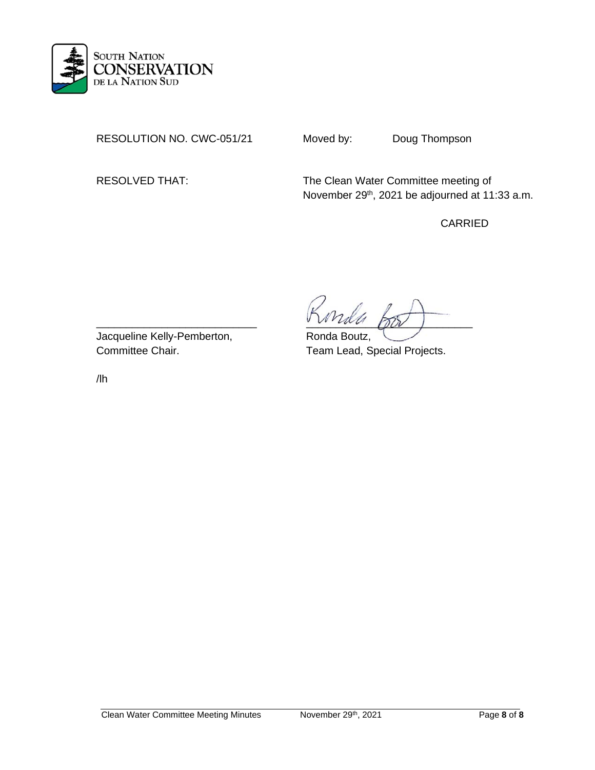RESOLUTION NO. CWC-051/21 Moved by: Doug Thompson

RESOLVED THAT: The Clean Water Committee meeting of November 29th, 2021 be adjourned at 11:33 a.m.

CARRIED

\_\_\_\_\_\_\_\_\_\_\_\_\_\_\_\_\_\_\_\_\_\_\_\_\_\_\_
Jacqueline Kelly-Pemberton,
Committee Chair.

\_\_\_\_\_\_\_\_\_\_\_\_\_\_\_\_\_\_\_\_\_\_\_\_\_\_\_
Ronda Boutz,
Team Lead, Special Projects.

/lh